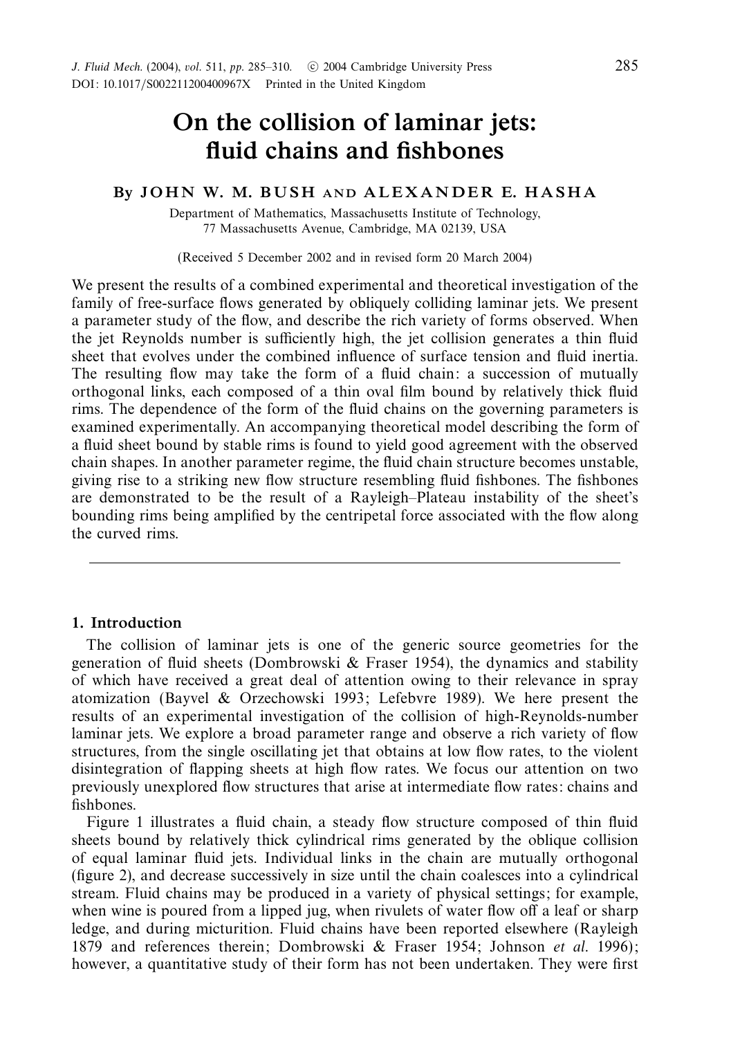# On the collision of laminar jets: fluid chains and fishbones

By JOHN W. M. BUSH AND ALEXANDER E. HASHA

Department of Mathematics, Massachusetts Institute of Technology, 77 Massachusetts Avenue, Cambridge, MA 02139, USA

(Received 5 December 2002 and in revised form 20 March 2004)

We present the results of a combined experimental and theoretical investigation of the family of free-surface flows generated by obliquely colliding laminar jets. We present a parameter study of the flow, and describe the rich variety of forms observed. When the jet Reynolds number is sufficiently high, the jet collision generates a thin fluid sheet that evolves under the combined influence of surface tension and fluid inertia. The resulting flow may take the form of a fluid chain: a succession of mutually orthogonal links, each composed of a thin oval film bound by relatively thick fluid rims. The dependence of the form of the fluid chains on the governing parameters is examined experimentally. An accompanying theoretical model describing the form of a fluid sheet bound by stable rims is found to yield good agreement with the observed chain shapes. In another parameter regime, the fluid chain structure becomes unstable, giving rise to a striking new flow structure resembling fluid fishbones. The fishbones are demonstrated to be the result of a Rayleigh–Plateau instability of the sheet's bounding rims being amplified by the centripetal force associated with the flow along the curved rims.

---

## 1. Introduction

The collision of laminar jets is one of the generic source geometries for the generation of fluid sheets (Dombrowski & Fraser 1954), the dynamics and stability of which have received a great deal of attention owing to their relevance in spray atomization (Bayvel & Orzechowski 1993; Lefebvre 1989). We here present the results of an experimental investigation of the collision of high-Reynolds-number laminar jets. We explore a broad parameter range and observe a rich variety of flow structures, from the single oscillating jet that obtains at low flow rates, to the violent disintegration of flapping sheets at high flow rates. We focus our attention on two previously unexplored flow structures that arise at intermediate flow rates: chains and fishbones.

Figure 1 illustrates a fluid chain, a steady flow structure composed of thin fluid sheets bound by relatively thick cylindrical rims generated by the oblique collision of equal laminar fluid jets. Individual links in the chain are mutually orthogonal (figure 2), and decrease successively in size until the chain coalesces into a cylindrical stream. Fluid chains may be produced in a variety of physical settings; for example, when wine is poured from a lipped jug, when rivulets of water flow off a leaf or sharp ledge, and during micturition. Fluid chains have been reported elsewhere (Rayleigh 1879 and references therein; Dombrowski & Fraser 1954; Johnson *et al.* 1996); however, a quantitative study of their form has not been undertaken. They were first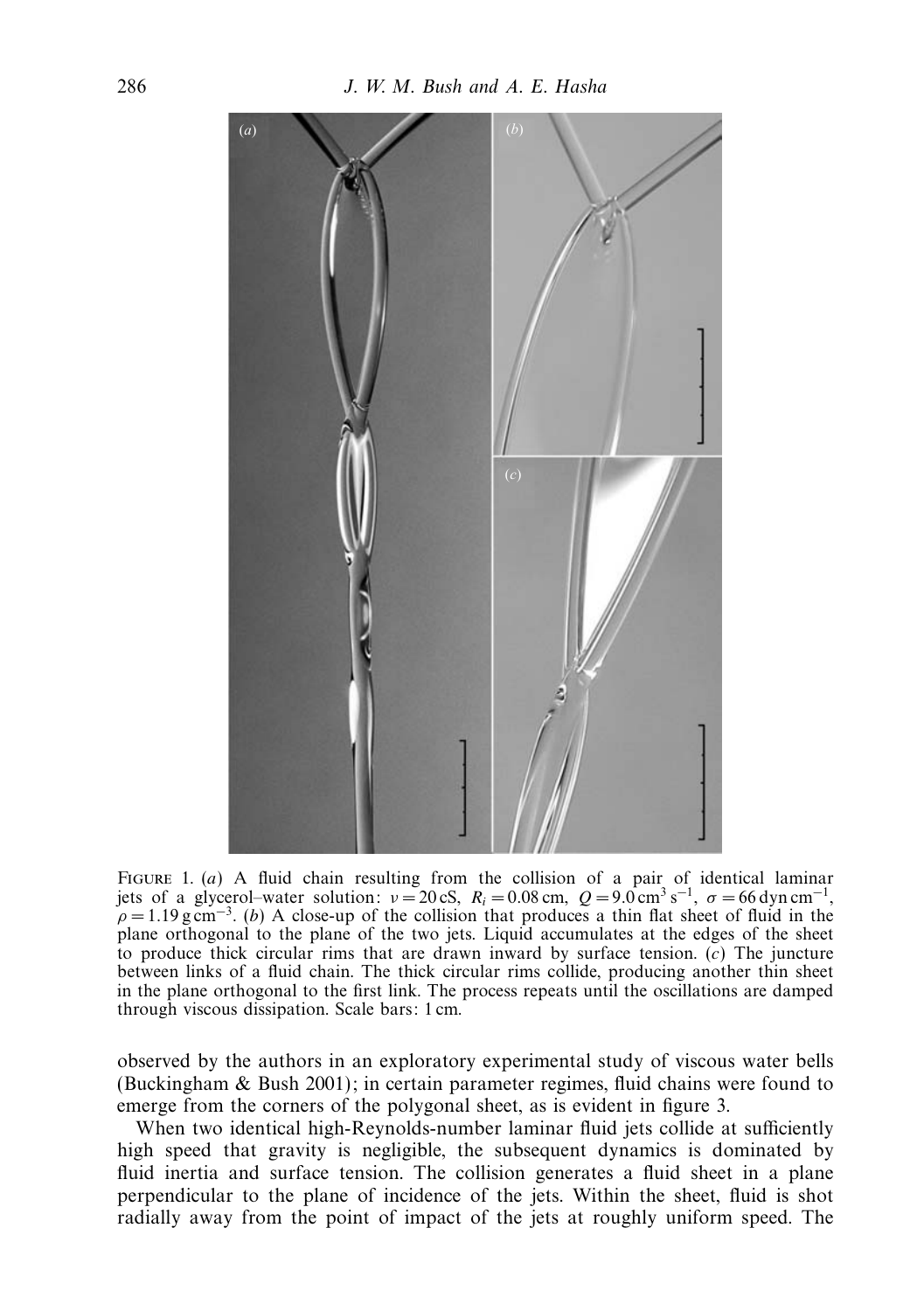FIGURE 1. (*a*) A fluid chain resulting from the collision of a pair of identical laminar jets of a glycerol–water solution: $\nu = 20\,\text{cS}$, $R_i = 0.08\,\text{cm}$, $Q = 9.0\,\text{cm}^3\,\text{s}^{-1}$, $\sigma = 66\,\text{dyn}\,\text{cm}^{-1}$, $\rho = 1.19\,\text{g}\,\text{cm}^{-3}$. (*b*) A close-up of the collision that produces a thin flat sheet of fluid in the plane orthogonal to the plane of the two jets. Liquid accumulates at the edges of the sheet to produce thick circular rims that are drawn inward by surface tension. (*c*) The juncture between links of a fluid chain. The thick circular rims collide, producing another thin sheet in the plane orthogonal to the first link. The process repeats until the oscillations are damped through viscous dissipation. Scale bars: 1 cm.

observed by the authors in an exploratory experimental study of viscous water bells (Buckingham & Bush 2001); in certain parameter regimes, fluid chains were found to emerge from the corners of the polygonal sheet, as is evident in figure 3.

When two identical high-Reynolds-number laminar fluid jets collide at sufficiently high speed that gravity is negligible, the subsequent dynamics is dominated by fluid inertia and surface tension. The collision generates a fluid sheet in a plane perpendicular to the plane of incidence of the jets. Within the sheet, fluid is shot radially away from the point of impact of the jets at roughly uniform speed. The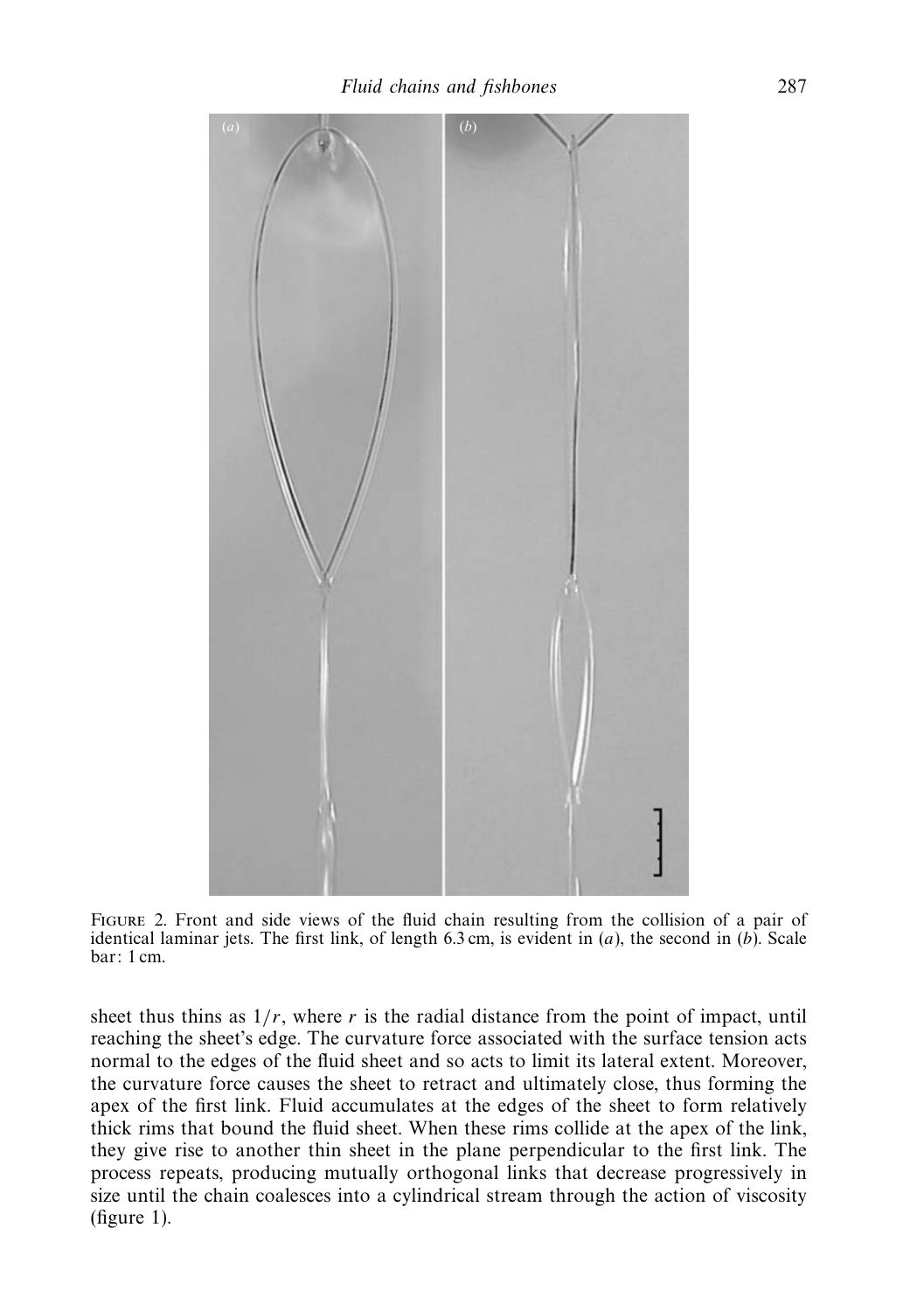FIGURE 2. Front and side views of the fluid chain resulting from the collision of a pair of identical laminar jets. The first link, of length 6.3 cm, is evident in (*a*), the second in (*b*). Scale bar: 1 cm.

sheet thus thins as $1/r$, where $r$ is the radial distance from the point of impact, until reaching the sheet's edge. The curvature force associated with the surface tension acts normal to the edges of the fluid sheet and so acts to limit its lateral extent. Moreover, the curvature force causes the sheet to retract and ultimately close, thus forming the apex of the first link. Fluid accumulates at the edges of the sheet to form relatively thick rims that bound the fluid sheet. When these rims collide at the apex of the link, they give rise to another thin sheet in the plane perpendicular to the first link. The process repeats, producing mutually orthogonal links that decrease progressively in size until the chain coalesces into a cylindrical stream through the action of viscosity (figure 1).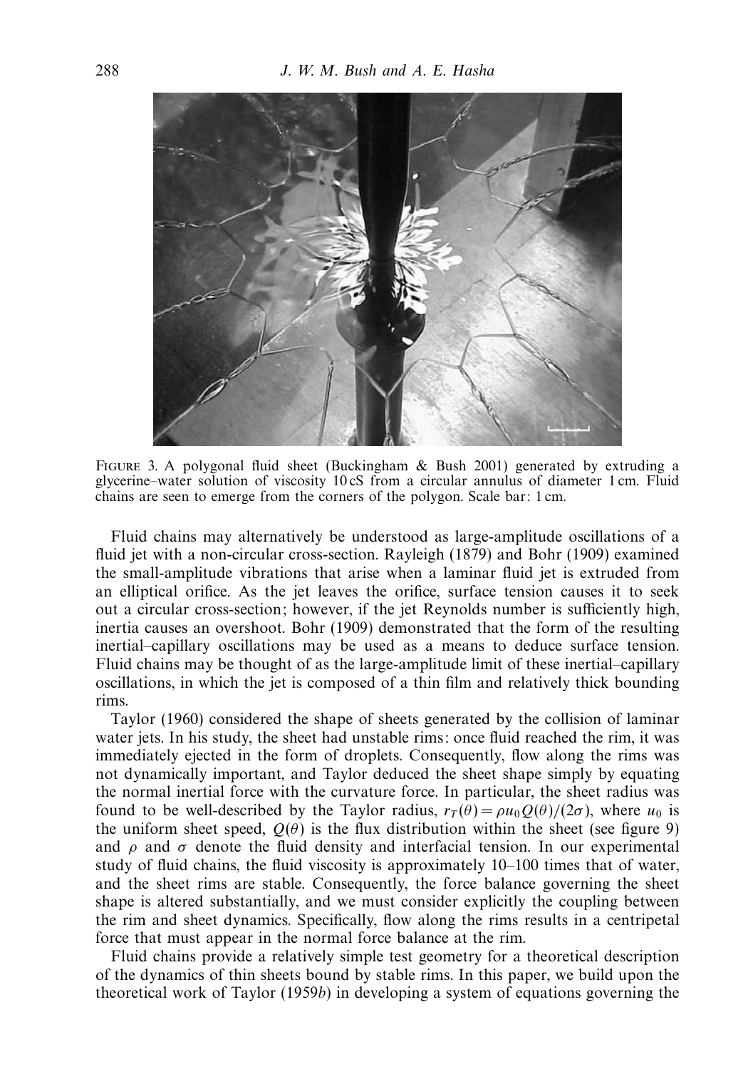FIGURE 3. A polygonal fluid sheet (Buckingham & Bush 2001) generated by extruding a glycerine–water solution of viscosity 10 cS from a circular annulus of diameter 1 cm. Fluid chains are seen to emerge from the corners of the polygon. Scale bar: 1 cm.

Fluid chains may alternatively be understood as large-amplitude oscillations of a fluid jet with a non-circular cross-section. Rayleigh (1879) and Bohr (1909) examined the small-amplitude vibrations that arise when a laminar fluid jet is extruded from an elliptical orifice. As the jet leaves the orifice, surface tension causes it to seek out a circular cross-section; however, if the jet Reynolds number is sufficiently high, inertia causes an overshoot. Bohr (1909) demonstrated that the form of the resulting inertial–capillary oscillations may be used as a means to deduce surface tension. Fluid chains may be thought of as the large-amplitude limit of these inertial–capillary oscillations, in which the jet is composed of a thin film and relatively thick bounding rims.

Taylor (1960) considered the shape of sheets generated by the collision of laminar water jets. In his study, the sheet had unstable rims: once fluid reached the rim, it was immediately ejected in the form of droplets. Consequently, flow along the rims was not dynamically important, and Taylor deduced the sheet shape simply by equating the normal inertial force with the curvature force. In particular, the sheet radius was found to be well-described by the Taylor radius, $r_T(\theta) = \rho u_0 Q(\theta)/(2\sigma)$, where $u_0$ is the uniform sheet speed, $Q(\theta)$ is the flux distribution within the sheet (see figure 9) and $\rho$ and $\sigma$ denote the fluid density and interfacial tension. In our experimental study of fluid chains, the fluid viscosity is approximately 10–100 times that of water, and the sheet rims are stable. Consequently, the force balance governing the sheet shape is altered substantially, and we must consider explicitly the coupling between the rim and sheet dynamics. Specifically, flow along the rims results in a centripetal force that must appear in the normal force balance at the rim.

Fluid chains provide a relatively simple test geometry for a theoretical description of the dynamics of thin sheets bound by stable rims. In this paper, we build upon the theoretical work of Taylor (1959*b*) in developing a system of equations governing the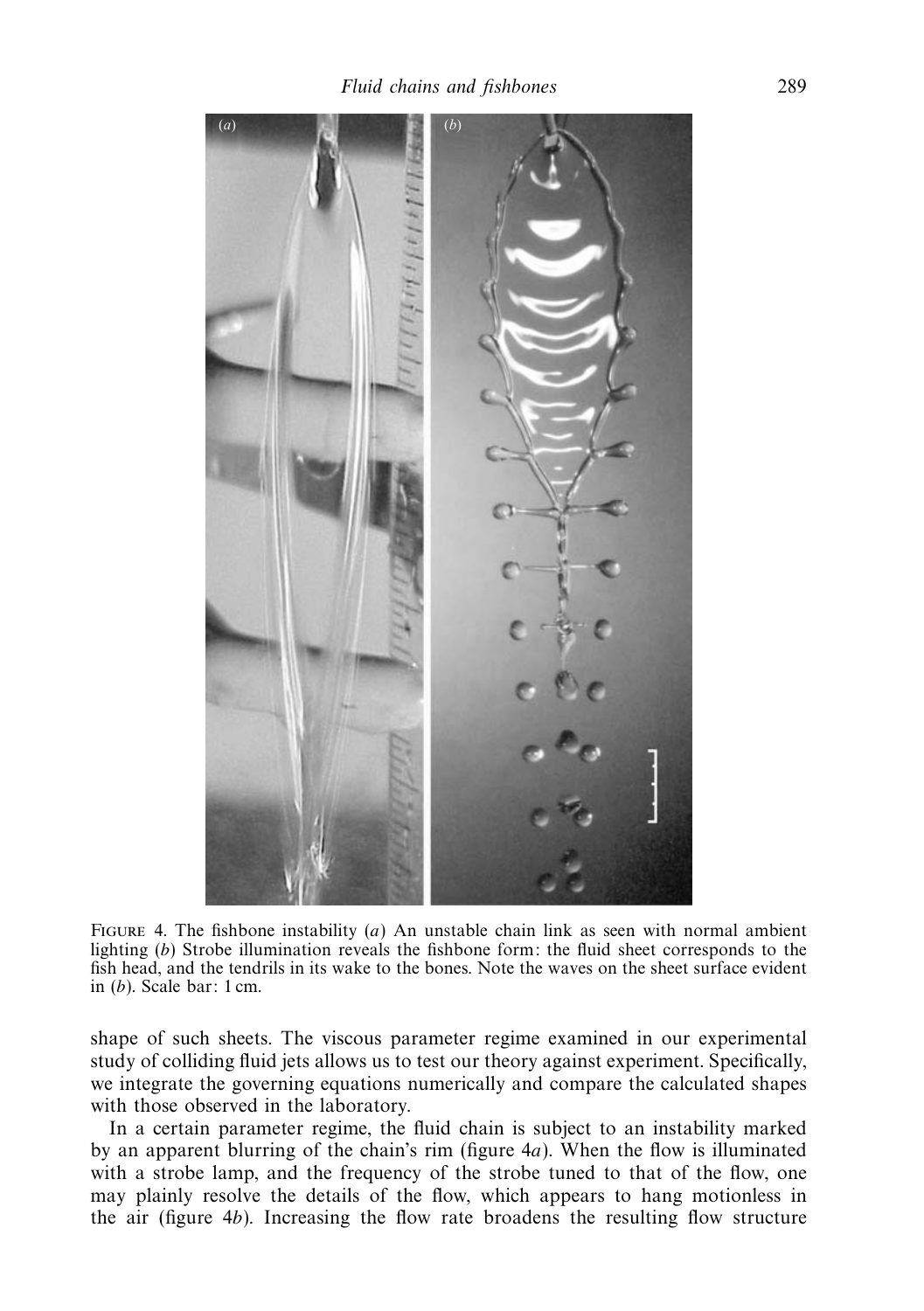FIGURE 4. The fishbone instability (*a*) An unstable chain link as seen with normal ambient lighting (*b*) Strobe illumination reveals the fishbone form: the fluid sheet corresponds to the fish head, and the tendrils in its wake to the bones. Note the waves on the sheet surface evident in (*b*). Scale bar: 1 cm.

shape of such sheets. The viscous parameter regime examined in our experimental study of colliding fluid jets allows us to test our theory against experiment. Specifically, we integrate the governing equations numerically and compare the calculated shapes with those observed in the laboratory.

In a certain parameter regime, the fluid chain is subject to an instability marked by an apparent blurring of the chain's rim (figure 4*a*). When the flow is illuminated with a strobe lamp, and the frequency of the strobe tuned to that of the flow, one may plainly resolve the details of the flow, which appears to hang motionless in the air (figure 4*b*). Increasing the flow rate broadens the resulting flow structure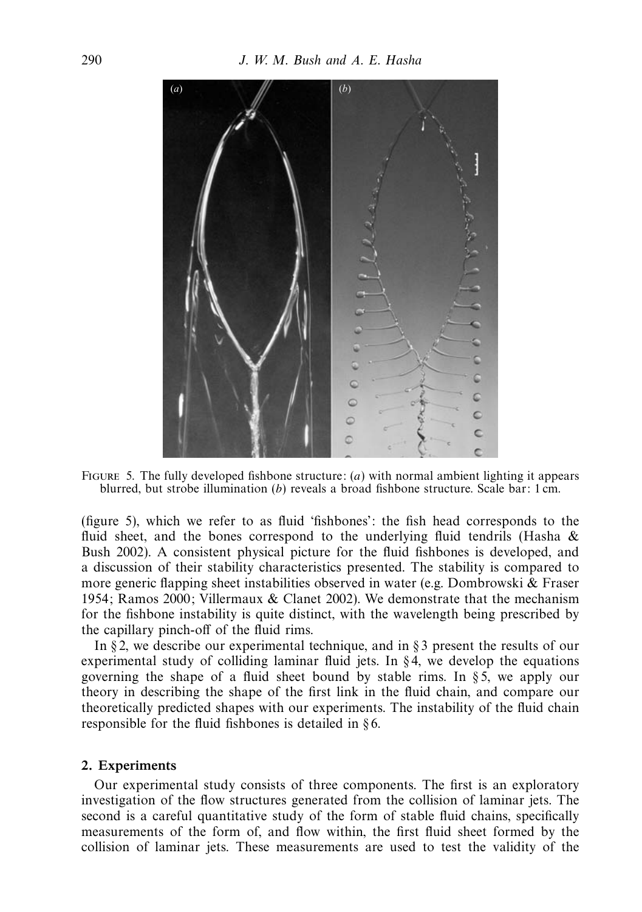Figure 5. The fully developed fishbone structure: (*a*) with normal ambient lighting it appears blurred, but strobe illumination (*b*) reveals a broad fishbone structure. Scale bar: 1 cm.

(figure 5), which we refer to as fluid 'fishbones': the fish head corresponds to the fluid sheet, and the bones correspond to the underlying fluid tendrils (Hasha & Bush 2002). A consistent physical picture for the fluid fishbones is developed, and a discussion of their stability characteristics presented. The stability is compared to more generic flapping sheet instabilities observed in water (e.g. Dombrowski & Fraser 1954; Ramos 2000; Villermaux & Clanet 2002). We demonstrate that the mechanism for the fishbone instability is quite distinct, with the wavelength being prescribed by the capillary pinch-off of the fluid rims.

In § 2, we describe our experimental technique, and in § 3 present the results of our experimental study of colliding laminar fluid jets. In § 4, we develop the equations governing the shape of a fluid sheet bound by stable rims. In § 5, we apply our theory in describing the shape of the first link in the fluid chain, and compare our theoretically predicted shapes with our experiments. The instability of the fluid chain responsible for the fluid fishbones is detailed in § 6.

## 2. Experiments

Our experimental study consists of three components. The first is an exploratory investigation of the flow structures generated from the collision of laminar jets. The second is a careful quantitative study of the form of stable fluid chains, specifically measurements of the form of, and flow within, the first fluid sheet formed by the collision of laminar jets. These measurements are used to test the validity of the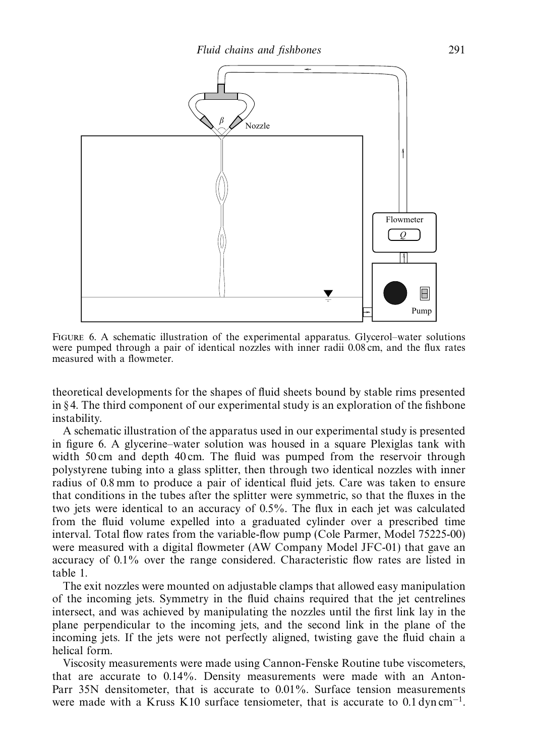FIGURE 6. A schematic illustration of the experimental apparatus. Glycerol–water solutions were pumped through a pair of identical nozzles with inner radii 0.08 cm, and the flux rates measured with a flowmeter.

theoretical developments for the shapes of fluid sheets bound by stable rims presented in § 4. The third component of our experimental study is an exploration of the fishbone instability.

A schematic illustration of the apparatus used in our experimental study is presented in figure 6. A glycerine–water solution was housed in a square Plexiglas tank with width 50 cm and depth 40 cm. The fluid was pumped from the reservoir through polystyrene tubing into a glass splitter, then through two identical nozzles with inner radius of 0.8 mm to produce a pair of identical fluid jets. Care was taken to ensure that conditions in the tubes after the splitter were symmetric, so that the fluxes in the two jets were identical to an accuracy of 0.5%. The flux in each jet was calculated from the fluid volume expelled into a graduated cylinder over a prescribed time interval. Total flow rates from the variable-flow pump (Cole Parmer, Model 75225-00) were measured with a digital flowmeter (AW Company Model JFC-01) that gave an accuracy of 0.1% over the range considered. Characteristic flow rates are listed in table 1.

The exit nozzles were mounted on adjustable clamps that allowed easy manipulation of the incoming jets. Symmetry in the fluid chains required that the jet centrelines intersect, and was achieved by manipulating the nozzles until the first link lay in the plane perpendicular to the incoming jets, and the second link in the plane of the incoming jets. If the jets were not perfectly aligned, twisting gave the fluid chain a helical form.

Viscosity measurements were made using Cannon-Fenske Routine tube viscometers, that are accurate to 0.14%. Density measurements were made with an Anton-Parr 35N densitometer, that is accurate to 0.01%. Surface tension measurements were made with a Kruss K10 surface tensiometer, that is accurate to 0.1 dyn cm$^{-1}$.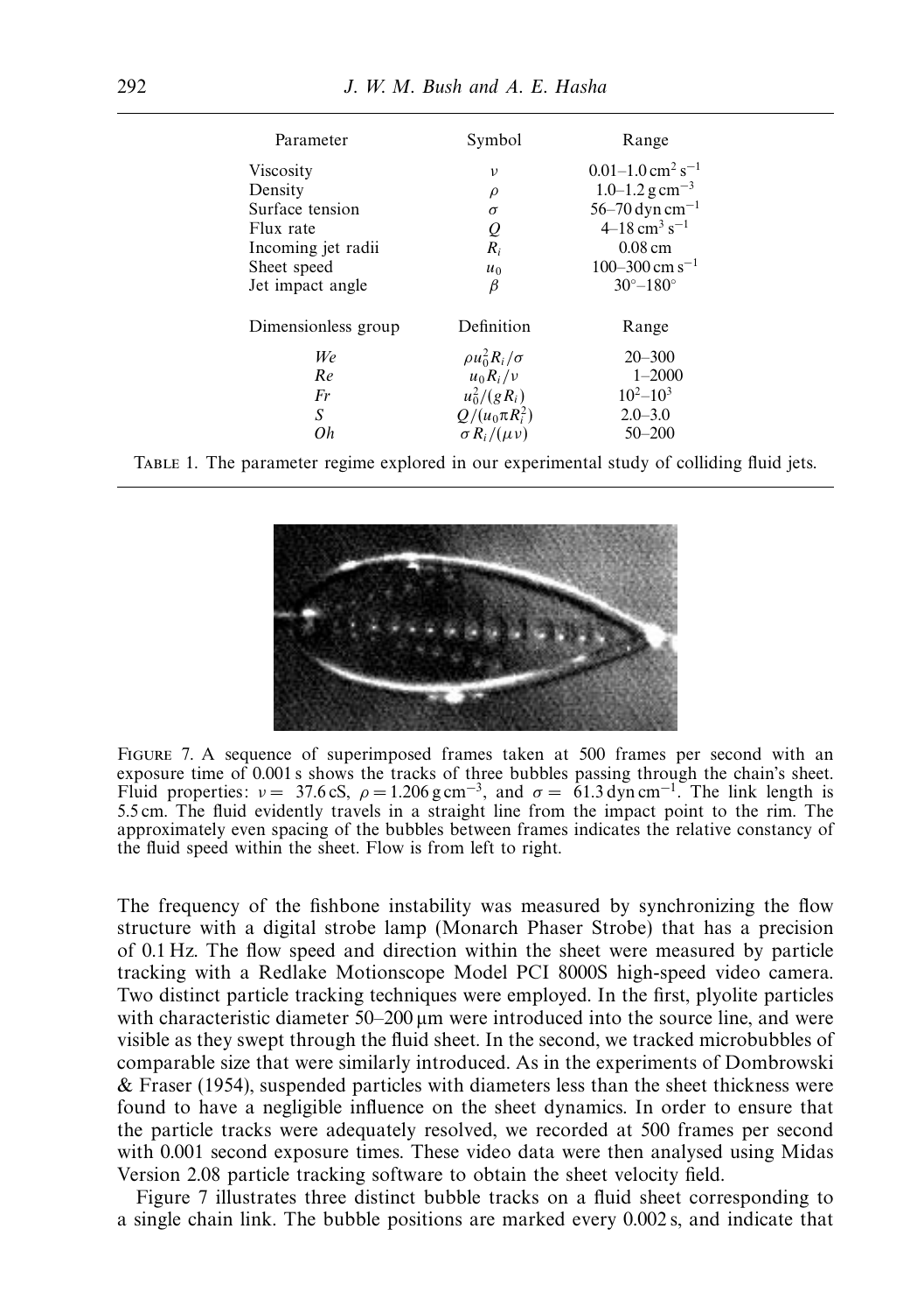| Parameter | Symbol | Range |
|---|---|---|
| Viscosity | $\nu$ | $0.01–1.0\,\mathrm{cm^2\,s^{-1}}$ |
| Density | $\rho$ | $1.0–1.2\,\mathrm{g\,cm^{-3}}$ |
| Surface tension | $\sigma$ | $56–70\,\mathrm{dyn\,cm^{-1}}$ |
| Flux rate | $Q$ | $4–18\,\mathrm{cm^3\,s^{-1}}$ |
| Incoming jet radii | $R_i$ | $0.08\,\mathrm{cm}$ |
| Sheet speed | $u_0$ | $100–300\,\mathrm{cm\,s^{-1}}$ |
| Jet impact angle | $\beta$ | $30°–180°$ |
| **Dimensionless group** | **Definition** | **Range** |
| $We$ | $\rho u_0^2 R_i/\sigma$ | 20–300 |
| $Re$ | $u_0 R_i/\nu$ | 1–2000 |
| $Fr$ | $u_0^2/(gR_i)$ | $10^2–10^3$ |
| $S$ | $Q/(u_0 \pi R_i^2)$ | 2.0–3.0 |
| $Oh$ | $\sigma R_i/(\mu\nu)$ | 50–200 |

TABLE 1. The parameter regime explored in our experimental study of colliding fluid jets.

FIGURE 7. A sequence of superimposed frames taken at 500 frames per second with an exposure time of 0.001 s shows the tracks of three bubbles passing through the chain's sheet. Fluid properties: $\nu = 37.6$ cS, $\rho = 1.206\,\mathrm{g\,cm^{-3}}$, and $\sigma = 61.3\,\mathrm{dyn\,cm^{-1}}$. The link length is 5.5 cm. The fluid evidently travels in a straight line from the impact point to the rim. The approximately even spacing of the bubbles between frames indicates the relative constancy of the fluid speed within the sheet. Flow is from left to right.

The frequency of the fishbone instability was measured by synchronizing the flow structure with a digital strobe lamp (Monarch Phaser Strobe) that has a precision of 0.1 Hz. The flow speed and direction within the sheet were measured by particle tracking with a Redlake Motionscope Model PCI 8000S high-speed video camera. Two distinct particle tracking techniques were employed. In the first, plyolite particles with characteristic diameter 50–200 μm were introduced into the source line, and were visible as they swept through the fluid sheet. In the second, we tracked microbubbles of comparable size that were similarly introduced. As in the experiments of Dombrowski & Fraser (1954), suspended particles with diameters less than the sheet thickness were found to have a negligible influence on the sheet dynamics. In order to ensure that the particle tracks were adequately resolved, we recorded at 500 frames per second with 0.001 second exposure times. These video data were then analysed using Midas Version 2.08 particle tracking software to obtain the sheet velocity field.

Figure 7 illustrates three distinct bubble tracks on a fluid sheet corresponding to a single chain link. The bubble positions are marked every 0.002 s, and indicate that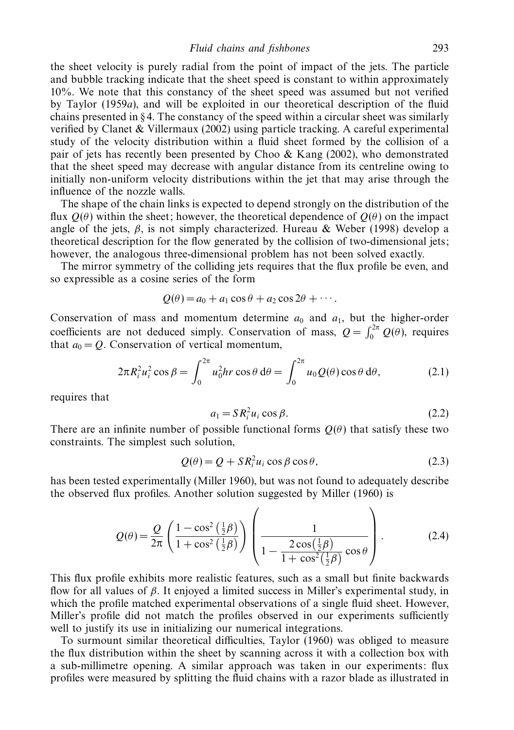the sheet velocity is purely radial from the point of impact of the jets. The particle and bubble tracking indicate that the sheet speed is constant to within approximately 10%. We note that this constancy of the sheet speed was assumed but not verified by Taylor (1959*a*), and will be exploited in our theoretical description of the fluid chains presented in § 4. The constancy of the speed within a circular sheet was similarly verified by Clanet & Villermaux (2002) using particle tracking. A careful experimental study of the velocity distribution within a fluid sheet formed by the collision of a pair of jets has recently been presented by Choo & Kang (2002), who demonstrated that the sheet speed may decrease with angular distance from its centreline owing to initially non-uniform velocity distributions within the jet that may arise through the influence of the nozzle walls.

The shape of the chain links is expected to depend strongly on the distribution of the flux $Q(\theta)$ within the sheet; however, the theoretical dependence of $Q(\theta)$ on the impact angle of the jets, $\beta$, is not simply characterized. Hureau & Weber (1998) develop a theoretical description for the flow generated by the collision of two-dimensional jets; however, the analogous three-dimensional problem has not been solved exactly.

The mirror symmetry of the colliding jets requires that the flux profile be even, and so expressible as a cosine series of the form

$$Q(\theta) = a_0 + a_1 \cos\theta + a_2 \cos 2\theta + \cdots .$$

Conservation of mass and momentum determine $a_0$ and $a_1$, but the higher-order coefficients are not deduced simply. Conservation of mass, $Q = \int_0^{2\pi} Q(\theta)$, requires that $a_0 = Q$. Conservation of vertical momentum,

$$2\pi R_i^2 u_i^2 \cos\beta = \int_0^{2\pi} u_0^2 h r \cos\theta \, \mathrm{d}\theta = \int_0^{2\pi} u_0 Q(\theta) \cos\theta \, \mathrm{d}\theta, \tag{2.1}$$

requires that

$$a_1 = S R_i^2 u_i \cos\beta. \tag{2.2}$$

There are an infinite number of possible functional forms $Q(\theta)$ that satisfy these two constraints. The simplest such solution,

$$Q(\theta) = Q + S R_i^2 u_i \cos\beta \cos\theta, \tag{2.3}$$

has been tested experimentally (Miller 1960), but was not found to adequately describe the observed flux profiles. Another solution suggested by Miller (1960) is

$$Q(\theta) = \frac{Q}{2\pi} \left( \frac{1 - \cos^2\left(\frac{1}{2}\beta\right)}{1 + \cos^2\left(\frac{1}{2}\beta\right)} \right) \left( \frac{1}{1 - \dfrac{2\cos\left(\frac{1}{2}\beta\right)}{1 + \cos^2\left(\frac{1}{2}\beta\right)} \cos\theta} \right). \tag{2.4}$$

This flux profile exhibits more realistic features, such as a small but finite backwards flow for all values of $\beta$. It enjoyed a limited success in Miller's experimental study, in which the profile matched experimental observations of a single fluid sheet. However, Miller's profile did not match the profiles observed in our experiments sufficiently well to justify its use in initializing our numerical integrations.

To surmount similar theoretical difficulties, Taylor (1960) was obliged to measure the flux distribution within the sheet by scanning across it with a collection box with a sub-millimetre opening. A similar approach was taken in our experiments: flux profiles were measured by splitting the fluid chains with a razor blade as illustrated in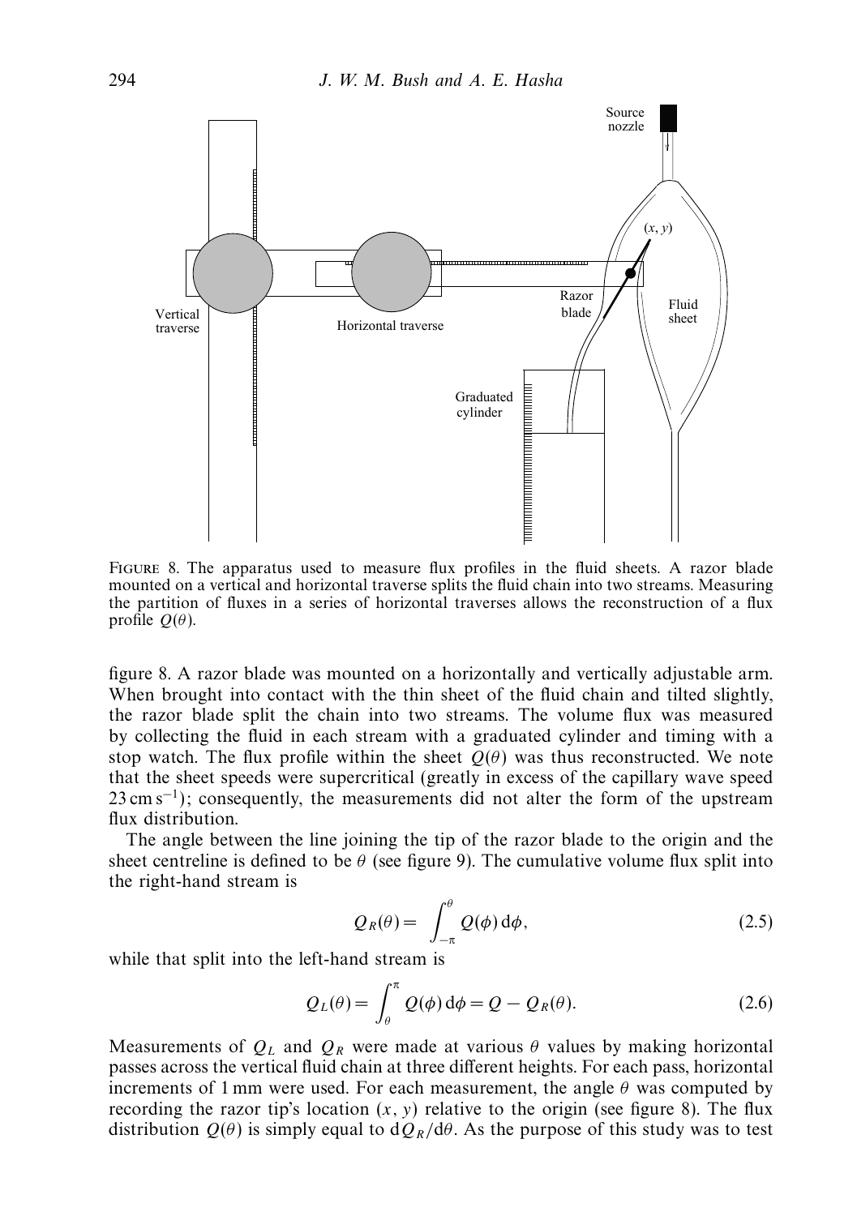FIGURE 8. The apparatus used to measure flux profiles in the fluid sheets. A razor blade mounted on a vertical and horizontal traverse splits the fluid chain into two streams. Measuring the partition of fluxes in a series of horizontal traverses allows the reconstruction of a flux profile $Q(\theta)$.

figure 8. A razor blade was mounted on a horizontally and vertically adjustable arm. When brought into contact with the thin sheet of the fluid chain and tilted slightly, the razor blade split the chain into two streams. The volume flux was measured by collecting the fluid in each stream with a graduated cylinder and timing with a stop watch. The flux profile within the sheet $Q(\theta)$ was thus reconstructed. We note that the sheet speeds were supercritical (greatly in excess of the capillary wave speed $23\,\mathrm{cm\,s^{-1}}$); consequently, the measurements did not alter the form of the upstream flux distribution.

The angle between the line joining the tip of the razor blade to the origin and the sheet centreline is defined to be $\theta$ (see figure 9). The cumulative volume flux split into the right-hand stream is

$$Q_R(\theta) = \int_{-\pi}^{\theta} Q(\phi)\,\mathrm{d}\phi, \tag{2.5}$$

while that split into the left-hand stream is

$$Q_L(\theta) = \int_{\theta}^{\pi} Q(\phi)\,\mathrm{d}\phi = Q - Q_R(\theta). \tag{2.6}$$

Measurements of $Q_L$ and $Q_R$ were made at various $\theta$ values by making horizontal passes across the vertical fluid chain at three different heights. For each pass, horizontal increments of 1 mm were used. For each measurement, the angle $\theta$ was computed by recording the razor tip's location $(x, y)$ relative to the origin (see figure 8). The flux distribution $Q(\theta)$ is simply equal to $\mathrm{d}Q_R/\mathrm{d}\theta$. As the purpose of this study was to test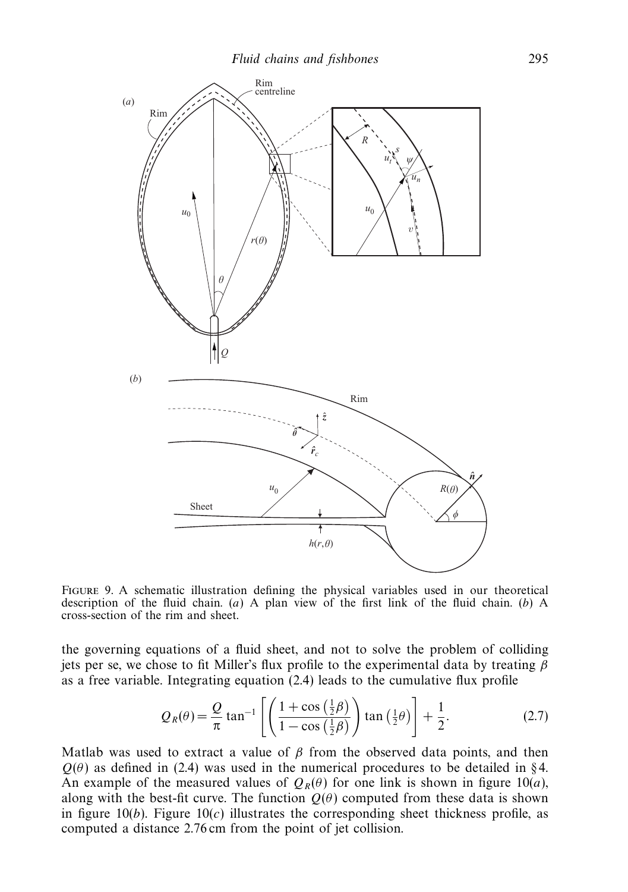FIGURE 9. A schematic illustration defining the physical variables used in our theoretical description of the fluid chain. (*a*) A plan view of the first link of the fluid chain. (*b*) A cross-section of the rim and sheet.

the governing equations of a fluid sheet, and not to solve the problem of colliding jets per se, we chose to fit Miller's flux profile to the experimental data by treating $\beta$ as a free variable. Integrating equation (2.4) leads to the cumulative flux profile

$$Q_R(\theta) = \frac{Q}{\pi}\tan^{-1}\left[\left(\frac{1+\cos\left(\frac{1}{2}\beta\right)}{1-\cos\left(\frac{1}{2}\beta\right)}\right)\tan\left(\frac{1}{2}\theta\right)\right] + \frac{1}{2}. \tag{2.7}$$

Matlab was used to extract a value of $\beta$ from the observed data points, and then $Q(\theta)$ as defined in (2.4) was used in the numerical procedures to be detailed in §4. An example of the measured values of $Q_R(\theta)$ for one link is shown in figure 10(*a*), along with the best-fit curve. The function $Q(\theta)$ computed from these data is shown in figure 10(*b*). Figure 10(*c*) illustrates the corresponding sheet thickness profile, as computed a distance 2.76 cm from the point of jet collision.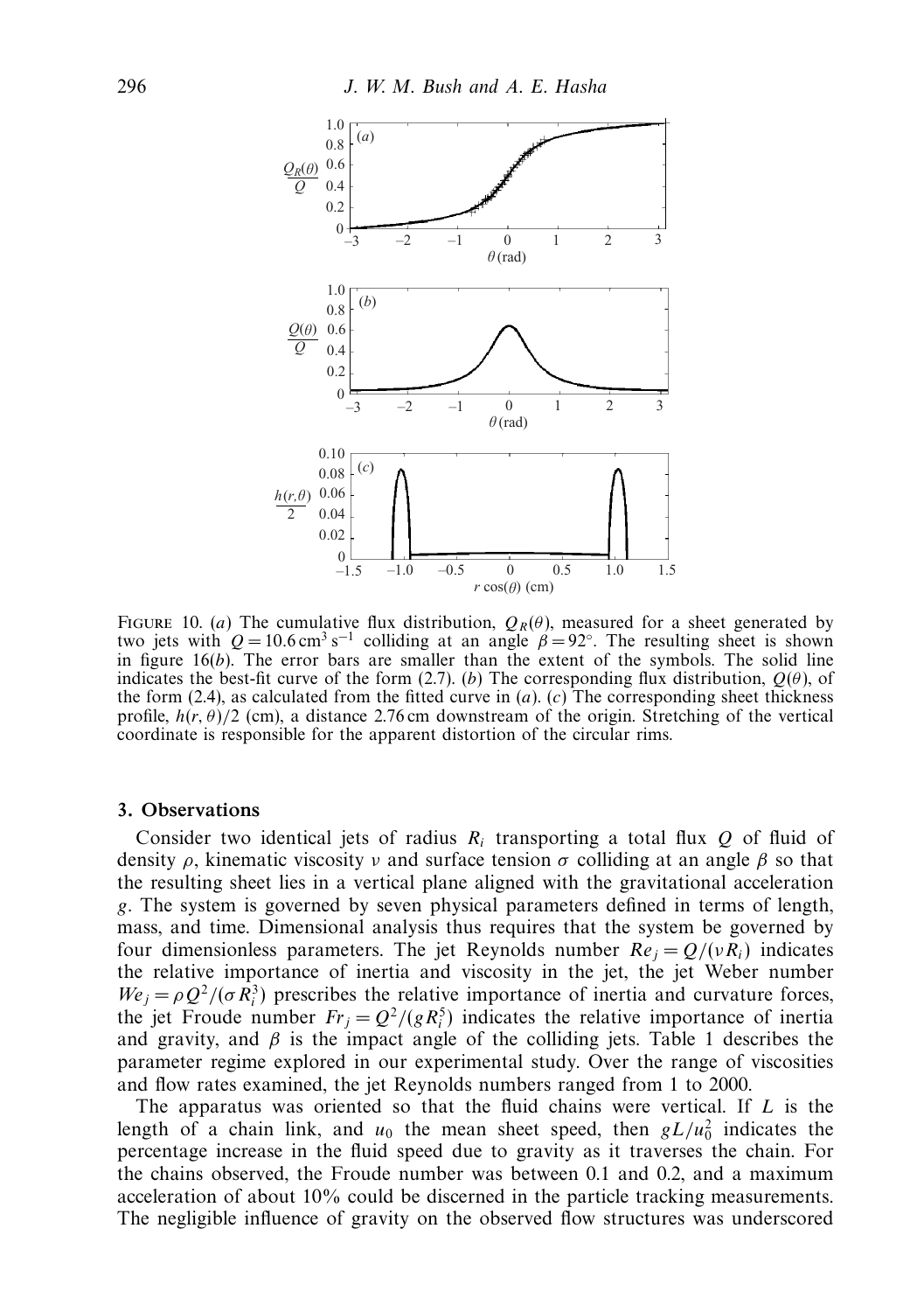FIGURE 10. (*a*) The cumulative flux distribution, $Q_R(\theta)$, measured for a sheet generated by two jets with $Q = 10.6\,\mathrm{cm^3\,s^{-1}}$ colliding at an angle $\beta = 92^{\circ}$. The resulting sheet is shown in figure 16(*b*). The error bars are smaller than the extent of the symbols. The solid line indicates the best-fit curve of the form (2.7). (*b*) The corresponding flux distribution, $Q(\theta)$, of the form (2.4), as calculated from the fitted curve in (*a*). (*c*) The corresponding sheet thickness profile, $h(r, \theta)/2$ (cm), a distance 2.76 cm downstream of the origin. Stretching of the vertical coordinate is responsible for the apparent distortion of the circular rims.

## 3. Observations

Consider two identical jets of radius $R_i$ transporting a total flux $Q$ of fluid of density $\rho$, kinematic viscosity $\nu$ and surface tension $\sigma$ colliding at an angle $\beta$ so that the resulting sheet lies in a vertical plane aligned with the gravitational acceleration $g$. The system is governed by seven physical parameters defined in terms of length, mass, and time. Dimensional analysis thus requires that the system be governed by four dimensionless parameters. The jet Reynolds number $Re_j = Q/(\nu R_i)$ indicates the relative importance of inertia and viscosity in the jet, the jet Weber number $We_j = \rho Q^2/(\sigma R_i^3)$ prescribes the relative importance of inertia and curvature forces, the jet Froude number $Fr_j = Q^2/(g R_i^5)$ indicates the relative importance of inertia and gravity, and $\beta$ is the impact angle of the colliding jets. Table 1 describes the parameter regime explored in our experimental study. Over the range of viscosities and flow rates examined, the jet Reynolds numbers ranged from 1 to 2000.

The apparatus was oriented so that the fluid chains were vertical. If $L$ is the length of a chain link, and $u_0$ the mean sheet speed, then $gL/u_0^2$ indicates the percentage increase in the fluid speed due to gravity as it traverses the chain. For the chains observed, the Froude number was between 0.1 and 0.2, and a maximum acceleration of about 10% could be discerned in the particle tracking measurements. The negligible influence of gravity on the observed flow structures was underscored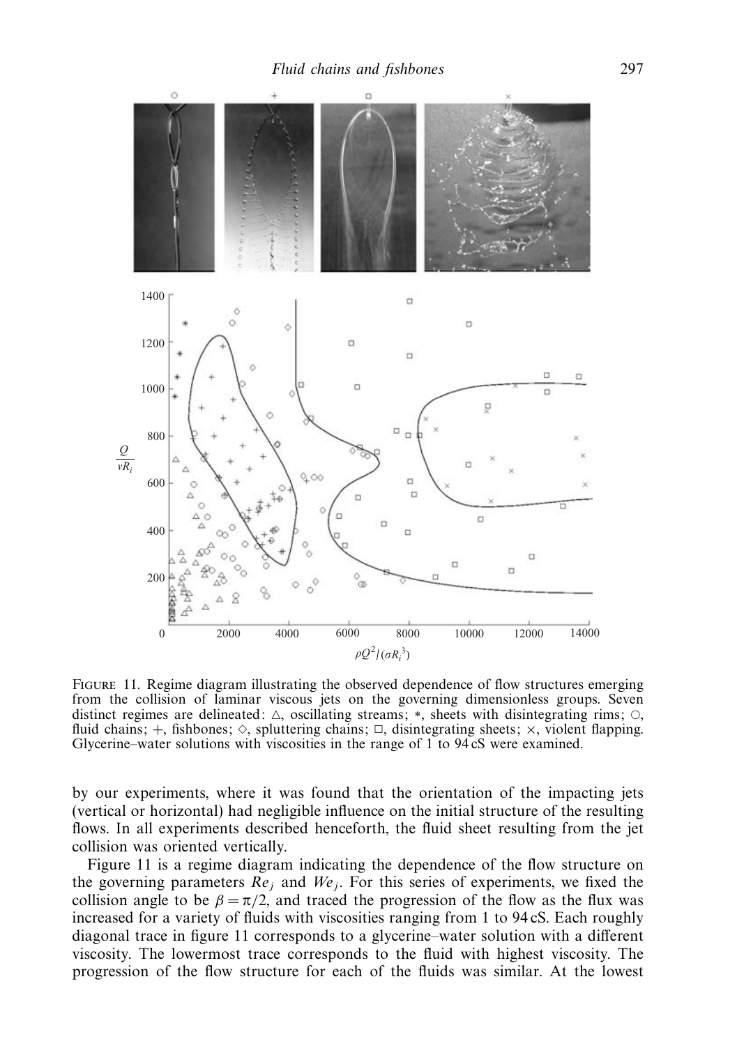FIGURE 11. Regime diagram illustrating the observed dependence of flow structures emerging from the collision of laminar viscous jets on the governing dimensionless groups. Seven distinct regimes are delineated: △, oscillating streams; ∗, sheets with disintegrating rims; ○, fluid chains; +, fishbones; ◇, sputtering chains; □, disintegrating sheets; ×, violent flapping. Glycerine–water solutions with viscosities in the range of 1 to 94 cS were examined.

by our experiments, where it was found that the orientation of the impacting jets (vertical or horizontal) had negligible influence on the initial structure of the resulting flows. In all experiments described henceforth, the fluid sheet resulting from the jet collision was oriented vertically.

Figure 11 is a regime diagram indicating the dependence of the flow structure on the governing parameters $Re_j$ and $We_j$. For this series of experiments, we fixed the collision angle to be $\beta = \pi/2$, and traced the progression of the flow as the flux was increased for a variety of fluids with viscosities ranging from 1 to 94 cS. Each roughly diagonal trace in figure 11 corresponds to a glycerine–water solution with a different viscosity. The lowermost trace corresponds to the fluid with highest viscosity. The progression of the flow structure for each of the fluids was similar. At the lowest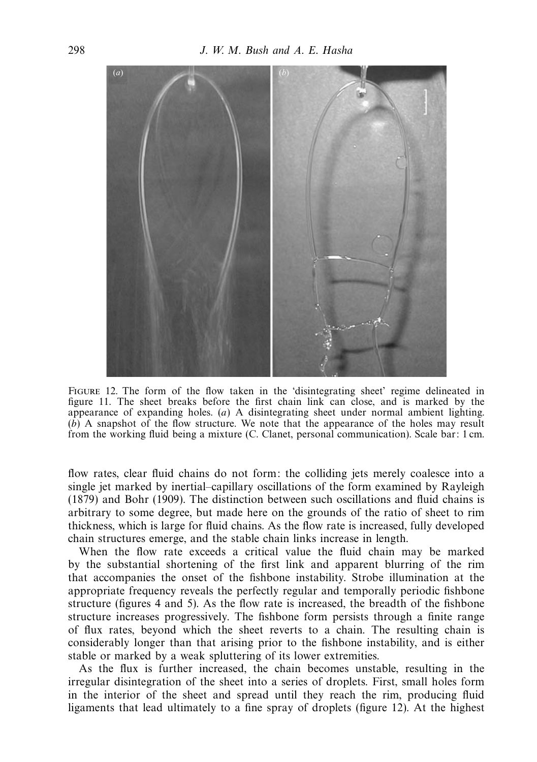FIGURE 12. The form of the flow taken in the 'disintegrating sheet' regime delineated in figure 11. The sheet breaks before the first chain link can close, and is marked by the appearance of expanding holes. (*a*) A disintegrating sheet under normal ambient lighting. (*b*) A snapshot of the flow structure. We note that the appearance of the holes may result from the working fluid being a mixture (C. Clanet, personal communication). Scale bar: 1 cm.

flow rates, clear fluid chains do not form: the colliding jets merely coalesce into a single jet marked by inertial–capillary oscillations of the form examined by Rayleigh (1879) and Bohr (1909). The distinction between such oscillations and fluid chains is arbitrary to some degree, but made here on the grounds of the ratio of sheet to rim thickness, which is large for fluid chains. As the flow rate is increased, fully developed chain structures emerge, and the stable chain links increase in length.

When the flow rate exceeds a critical value the fluid chain may be marked by the substantial shortening of the first link and apparent blurring of the rim that accompanies the onset of the fishbone instability. Strobe illumination at the appropriate frequency reveals the perfectly regular and temporally periodic fishbone structure (figures 4 and 5). As the flow rate is increased, the breadth of the fishbone structure increases progressively. The fishbone form persists through a finite range of flux rates, beyond which the sheet reverts to a chain. The resulting chain is considerably longer than that arising prior to the fishbone instability, and is either stable or marked by a weak spluttering of its lower extremities.

As the flux is further increased, the chain becomes unstable, resulting in the irregular disintegration of the sheet into a series of droplets. First, small holes form in the interior of the sheet and spread until they reach the rim, producing fluid ligaments that lead ultimately to a fine spray of droplets (figure 12). At the highest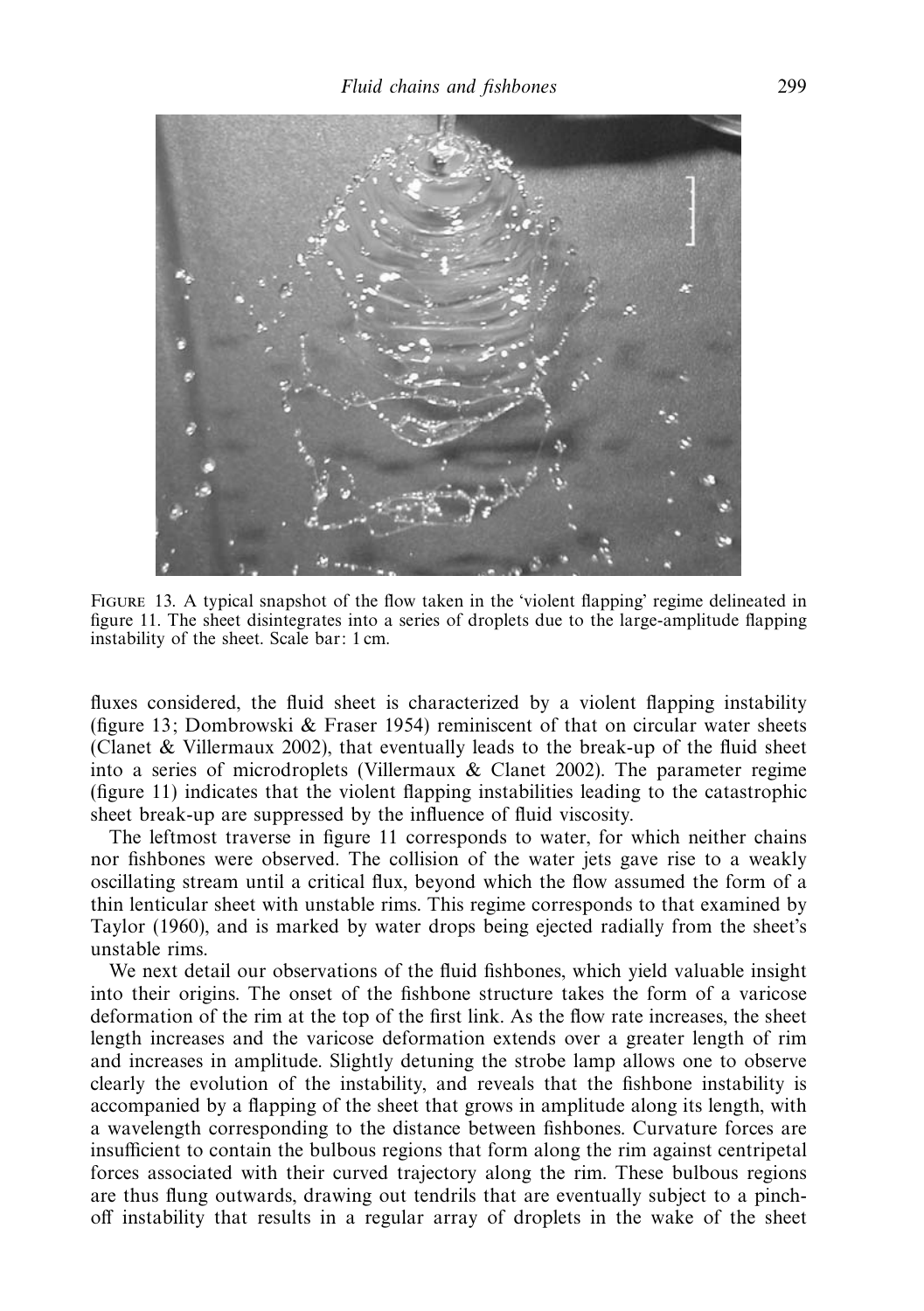FIGURE 13. A typical snapshot of the flow taken in the 'violent flapping' regime delineated in figure 11. The sheet disintegrates into a series of droplets due to the large-amplitude flapping instability of the sheet. Scale bar: 1 cm.

fluxes considered, the fluid sheet is characterized by a violent flapping instability (figure 13; Dombrowski & Fraser 1954) reminiscent of that on circular water sheets (Clanet & Villermaux 2002), that eventually leads to the break-up of the fluid sheet into a series of microdroplets (Villermaux & Clanet 2002). The parameter regime (figure 11) indicates that the violent flapping instabilities leading to the catastrophic sheet break-up are suppressed by the influence of fluid viscosity.

The leftmost traverse in figure 11 corresponds to water, for which neither chains nor fishbones were observed. The collision of the water jets gave rise to a weakly oscillating stream until a critical flux, beyond which the flow assumed the form of a thin lenticular sheet with unstable rims. This regime corresponds to that examined by Taylor (1960), and is marked by water drops being ejected radially from the sheet's unstable rims.

We next detail our observations of the fluid fishbones, which yield valuable insight into their origins. The onset of the fishbone structure takes the form of a varicose deformation of the rim at the top of the first link. As the flow rate increases, the sheet length increases and the varicose deformation extends over a greater length of rim and increases in amplitude. Slightly detuning the strobe lamp allows one to observe clearly the evolution of the instability, and reveals that the fishbone instability is accompanied by a flapping of the sheet that grows in amplitude along its length, with a wavelength corresponding to the distance between fishbones. Curvature forces are insufficient to contain the bulbous regions that form along the rim against centripetal forces associated with their curved trajectory along the rim. These bulbous regions are thus flung outwards, drawing out tendrils that are eventually subject to a pinch-off instability that results in a regular array of droplets in the wake of the sheet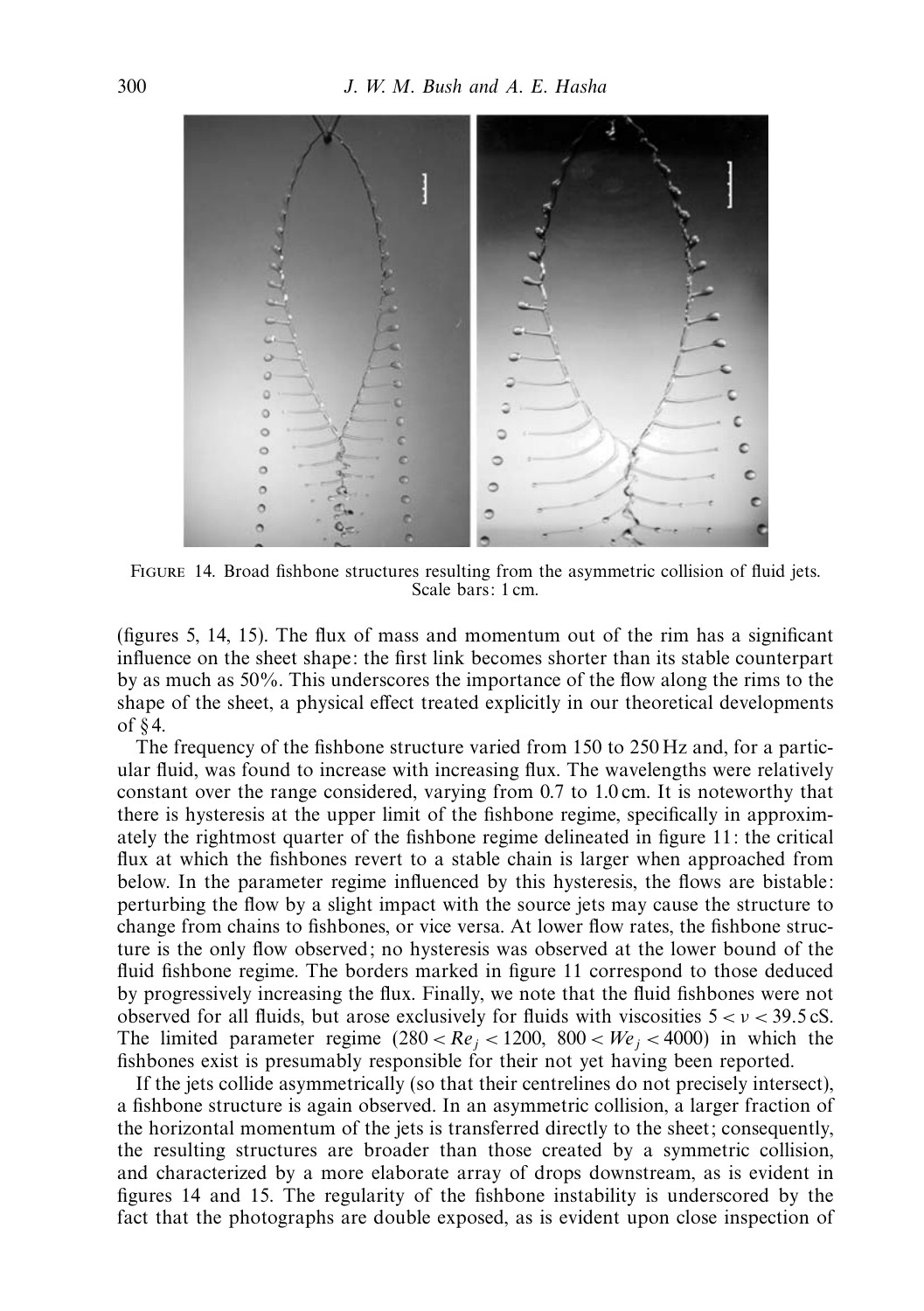FIGURE 14. Broad fishbone structures resulting from the asymmetric collision of fluid jets. Scale bars: 1 cm.

(figures 5, 14, 15). The flux of mass and momentum out of the rim has a significant influence on the sheet shape: the first link becomes shorter than its stable counterpart by as much as 50%. This underscores the importance of the flow along the rims to the shape of the sheet, a physical effect treated explicitly in our theoretical developments of §4.

The frequency of the fishbone structure varied from 150 to 250 Hz and, for a particular fluid, was found to increase with increasing flux. The wavelengths were relatively constant over the range considered, varying from 0.7 to 1.0 cm. It is noteworthy that there is hysteresis at the upper limit of the fishbone regime, specifically in approximately the rightmost quarter of the fishbone regime delineated in figure 11: the critical flux at which the fishbones revert to a stable chain is larger when approached from below. In the parameter regime influenced by this hysteresis, the flows are bistable: perturbing the flow by a slight impact with the source jets may cause the structure to change from chains to fishbones, or vice versa. At lower flow rates, the fishbone structure is the only flow observed; no hysteresis was observed at the lower bound of the fluid fishbone regime. The borders marked in figure 11 correspond to those deduced by progressively increasing the flux. Finally, we note that the fluid fishbones were not observed for all fluids, but arose exclusively for fluids with viscosities $5 < \nu < 39.5$ cS. The limited parameter regime ($280 < Re_j < 1200$, $800 < We_j < 4000$) in which the fishbones exist is presumably responsible for their not yet having been reported.

If the jets collide asymmetrically (so that their centrelines do not precisely intersect), a fishbone structure is again observed. In an asymmetric collision, a larger fraction of the horizontal momentum of the jets is transferred directly to the sheet; consequently, the resulting structures are broader than those created by a symmetric collision, and characterized by a more elaborate array of drops downstream, as is evident in figures 14 and 15. The regularity of the fishbone instability is underscored by the fact that the photographs are double exposed, as is evident upon close inspection of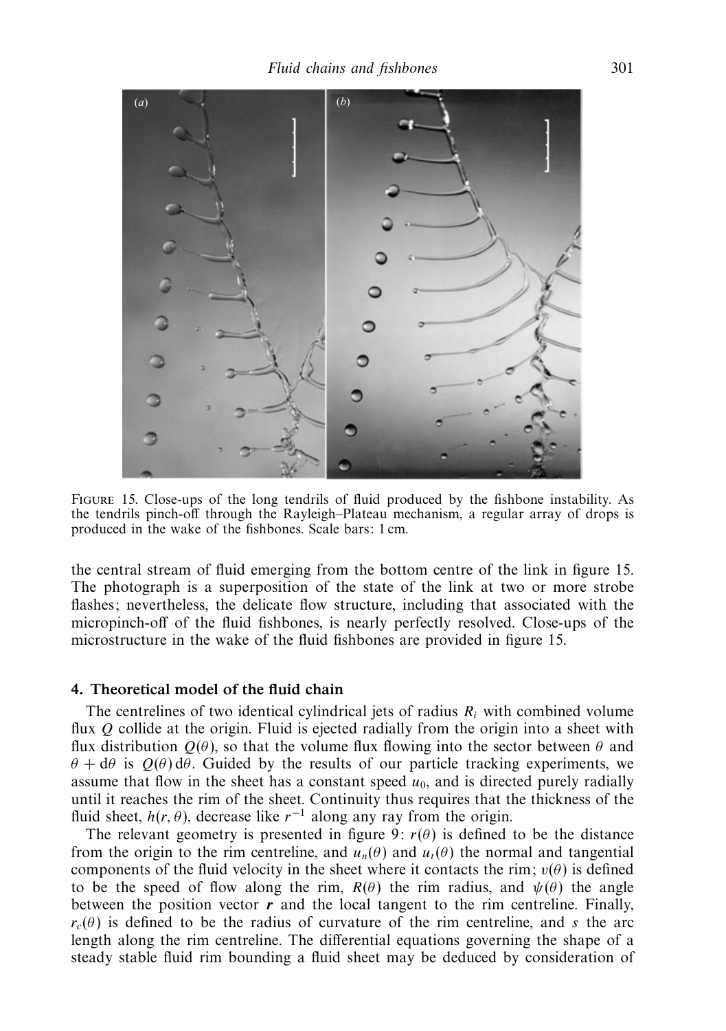FIGURE 15. Close-ups of the long tendrils of fluid produced by the fishbone instability. As the tendrils pinch-off through the Rayleigh–Plateau mechanism, a regular array of drops is produced in the wake of the fishbones. Scale bars: 1 cm.

the central stream of fluid emerging from the bottom centre of the link in figure 15. The photograph is a superposition of the state of the link at two or more strobe flashes; nevertheless, the delicate flow structure, including that associated with the micropinch-off of the fluid fishbones, is nearly perfectly resolved. Close-ups of the microstructure in the wake of the fluid fishbones are provided in figure 15.

## 4. Theoretical model of the fluid chain

The centrelines of two identical cylindrical jets of radius $R_i$ with combined volume flux $Q$ collide at the origin. Fluid is ejected radially from the origin into a sheet with flux distribution $Q(\theta)$, so that the volume flux flowing into the sector between $\theta$ and $\theta + \mathrm{d}\theta$ is $Q(\theta)\,\mathrm{d}\theta$. Guided by the results of our particle tracking experiments, we assume that flow in the sheet has a constant speed $u_0$, and is directed purely radially until it reaches the rim of the sheet. Continuity thus requires that the thickness of the fluid sheet, $h(r, \theta)$, decrease like $r^{-1}$ along any ray from the origin.

The relevant geometry is presented in figure 9: $r(\theta)$ is defined to be the distance from the origin to the rim centreline, and $u_n(\theta)$ and $u_t(\theta)$ the normal and tangential components of the fluid velocity in the sheet where it contacts the rim; $v(\theta)$ is defined to be the speed of flow along the rim, $R(\theta)$ the rim radius, and $\psi(\theta)$ the angle between the position vector $\boldsymbol{r}$ and the local tangent to the rim centreline. Finally, $r_c(\theta)$ is defined to be the radius of curvature of the rim centreline, and $s$ the arc length along the rim centreline. The differential equations governing the shape of a steady stable fluid rim bounding a fluid sheet may be deduced by consideration of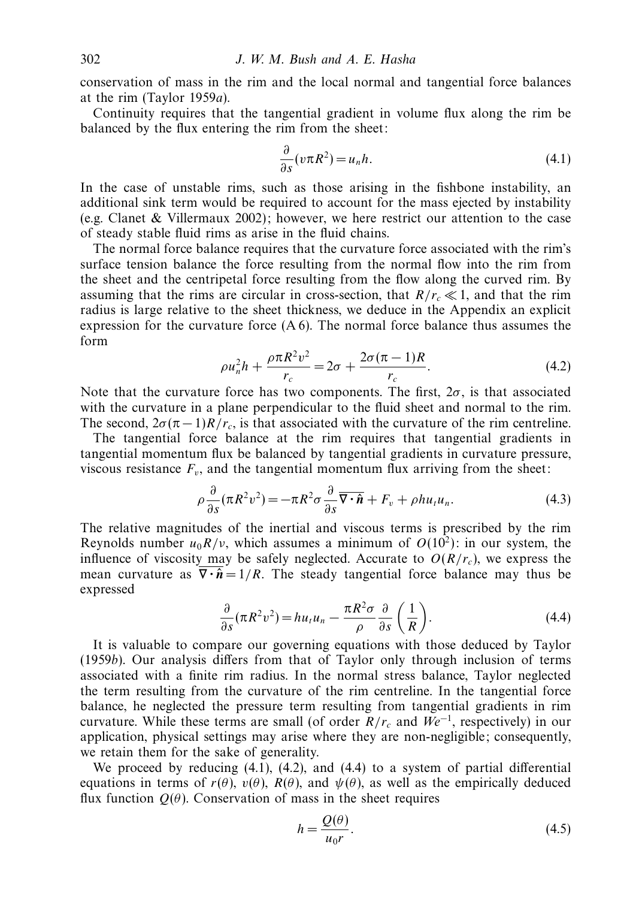conservation of mass in the rim and the local normal and tangential force balances at the rim (Taylor 1959*a*).

Continuity requires that the tangential gradient in volume flux along the rim be balanced by the flux entering the rim from the sheet:

$$\frac{\partial}{\partial s}(v\pi R^2) = u_n h. \tag{4.1}$$

In the case of unstable rims, such as those arising in the fishbone instability, an additional sink term would be required to account for the mass ejected by instability (e.g. Clanet & Villermaux 2002); however, we here restrict our attention to the case of steady stable fluid rims as arise in the fluid chains.

The normal force balance requires that the curvature force associated with the rim's surface tension balance the force resulting from the normal flow into the rim from the sheet and the centripetal force resulting from the flow along the curved rim. By assuming that the rims are circular in cross-section, that $R/r_c \ll 1$, and that the rim radius is large relative to the sheet thickness, we deduce in the Appendix an explicit expression for the curvature force (A 6). The normal force balance thus assumes the form

$$\rho u_n^2 h + \frac{\rho \pi R^2 v^2}{r_c} = 2\sigma + \frac{2\sigma(\pi - 1)R}{r_c}. \tag{4.2}$$

Note that the curvature force has two components. The first, $2\sigma$, is that associated with the curvature in a plane perpendicular to the fluid sheet and normal to the rim. The second, $2\sigma(\pi-1)R/r_c$, is that associated with the curvature of the rim centreline.

The tangential force balance at the rim requires that tangential gradients in tangential momentum flux be balanced by tangential gradients in curvature pressure, viscous resistance $F_v$, and the tangential momentum flux arriving from the sheet:

$$\rho \frac{\partial}{\partial s}(\pi R^2 v^2) = -\pi R^2 \sigma \frac{\partial}{\partial s}\overline{\nabla \cdot \hat{\boldsymbol{n}}} + F_v + \rho h u_t u_n. \tag{4.3}$$

The relative magnitudes of the inertial and viscous terms is prescribed by the rim Reynolds number $u_0 R/\nu$, which assumes a minimum of $O(10^2)$: in our system, the influence of viscosity may be safely neglected. Accurate to $O(R/r_c)$, we express the mean curvature as $\overline{\nabla \cdot \hat{\boldsymbol{n}}} = 1/R$. The steady tangential force balance may thus be expressed

$$\frac{\partial}{\partial s}(\pi R^2 v^2) = h u_t u_n - \frac{\pi R^2 \sigma}{\rho}\frac{\partial}{\partial s}\left(\frac{1}{R}\right). \tag{4.4}$$

It is valuable to compare our governing equations with those deduced by Taylor (1959*b*). Our analysis differs from that of Taylor only through inclusion of terms associated with a finite rim radius. In the normal stress balance, Taylor neglected the term resulting from the curvature of the rim centreline. In the tangential force balance, he neglected the pressure term resulting from tangential gradients in rim curvature. While these terms are small (of order $R/r_c$ and $We^{-1}$, respectively) in our application, physical settings may arise where they are non-negligible; consequently, we retain them for the sake of generality.

We proceed by reducing (4.1), (4.2), and (4.4) to a system of partial differential equations in terms of $r(\theta)$, $v(\theta)$, $R(\theta)$, and $\psi(\theta)$, as well as the empirically deduced flux function $Q(\theta)$. Conservation of mass in the sheet requires

$$h = \frac{Q(\theta)}{u_0 r}. \tag{4.5}$$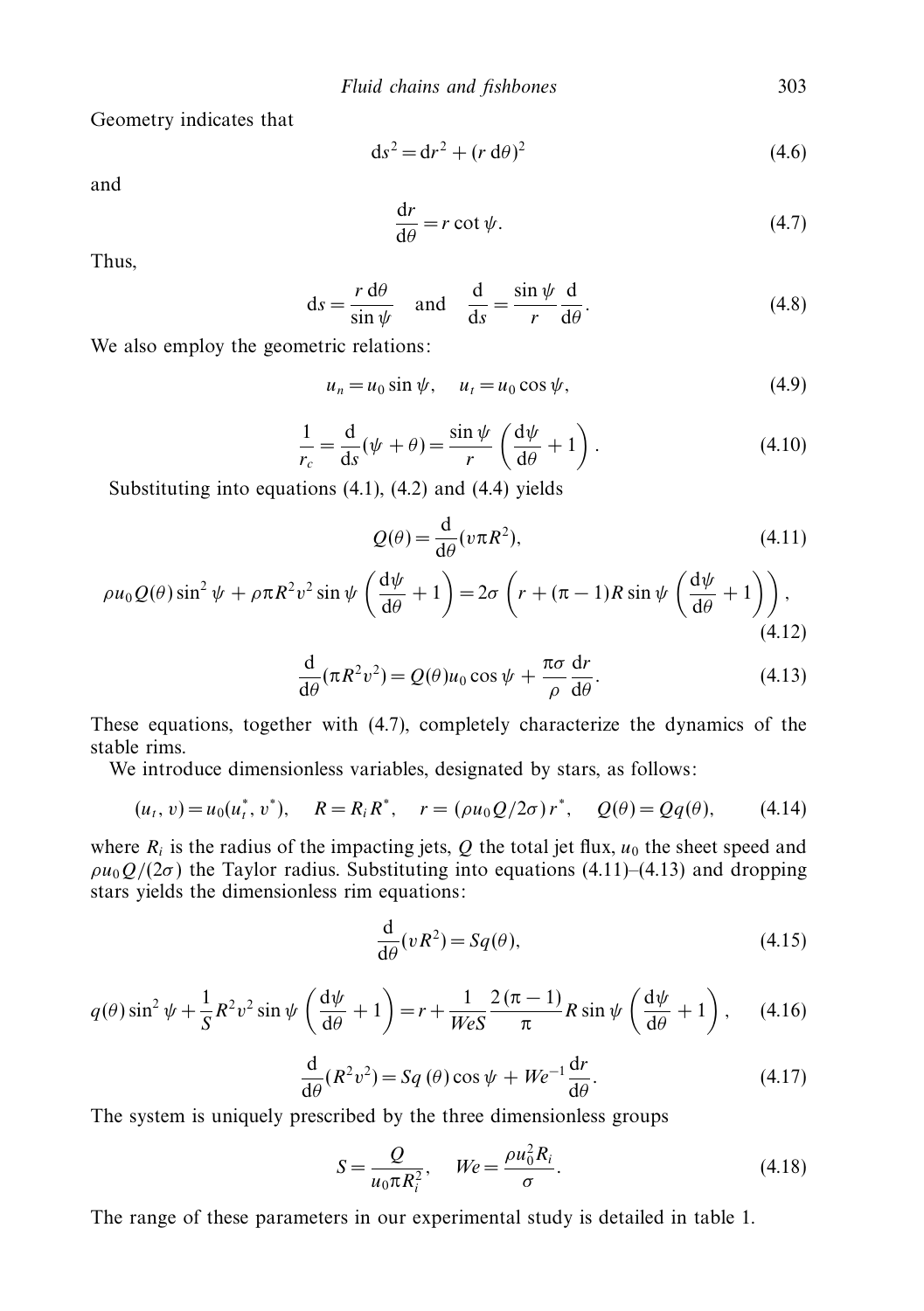Geometry indicates that

$$\mathrm{d}s^2 = \mathrm{d}r^2 + (r\,\mathrm{d}\theta)^2 \tag{4.6}$$

and

$$\frac{\mathrm{d}r}{\mathrm{d}\theta} = r\cot\psi. \tag{4.7}$$

Thus,

$$\mathrm{d}s = \frac{r\,\mathrm{d}\theta}{\sin\psi} \quad \text{and} \quad \frac{\mathrm{d}}{\mathrm{d}s} = \frac{\sin\psi}{r}\frac{\mathrm{d}}{\mathrm{d}\theta}. \tag{4.8}$$

We also employ the geometric relations:

$$u_n = u_0 \sin\psi, \quad u_t = u_0\cos\psi, \tag{4.9}$$

$$\frac{1}{r_c} = \frac{\mathrm{d}}{\mathrm{d}s}(\psi + \theta) = \frac{\sin\psi}{r}\left(\frac{\mathrm{d}\psi}{\mathrm{d}\theta} + 1\right). \tag{4.10}$$

Substituting into equations (4.1), (4.2) and (4.4) yields

$$Q(\theta) = \frac{\mathrm{d}}{\mathrm{d}\theta}(v\pi R^2), \tag{4.11}$$

$$\rho u_0 Q(\theta)\sin^2\psi + \rho\pi R^2 v^2 \sin\psi\left(\frac{\mathrm{d}\psi}{\mathrm{d}\theta} + 1\right) = 2\sigma\left(r + (\pi - 1)R\sin\psi\left(\frac{\mathrm{d}\psi}{\mathrm{d}\theta} + 1\right)\right), \tag{4.12}$$

$$\frac{\mathrm{d}}{\mathrm{d}\theta}(\pi R^2 v^2) = Q(\theta)u_0\cos\psi + \frac{\pi\sigma}{\rho}\frac{\mathrm{d}r}{\mathrm{d}\theta}. \tag{4.13}$$

These equations, together with (4.7), completely characterize the dynamics of the stable rims.

We introduce dimensionless variables, designated by stars, as follows:

$$(u_t, v) = u_0(u_t^*, v^*), \quad R = R_i R^*, \quad r = (\rho u_0 Q/2\sigma)\, r^*, \quad Q(\theta) = Q q(\theta), \tag{4.14}$$

where $R_i$ is the radius of the impacting jets, $Q$ the total jet flux, $u_0$ the sheet speed and $\rho u_0 Q/(2\sigma)$ the Taylor radius. Substituting into equations (4.11)–(4.13) and dropping stars yields the dimensionless rim equations:

$$\frac{\mathrm{d}}{\mathrm{d}\theta}(vR^2) = Sq(\theta), \tag{4.15}$$

$$q(\theta)\sin^2\psi + \frac{1}{S}R^2v^2\sin\psi\left(\frac{\mathrm{d}\psi}{\mathrm{d}\theta} + 1\right) = r + \frac{1}{WeS}\frac{2(\pi - 1)}{\pi}R\sin\psi\left(\frac{\mathrm{d}\psi}{\mathrm{d}\theta} + 1\right), \tag{4.16}$$

$$\frac{\mathrm{d}}{\mathrm{d}\theta}(R^2v^2) = Sq(\theta)\cos\psi + We^{-1}\frac{\mathrm{d}r}{\mathrm{d}\theta}. \tag{4.17}$$

The system is uniquely prescribed by the three dimensionless groups

$$S = \frac{Q}{u_0\pi R_i^2}, \quad We = \frac{\rho u_0^2 R_i}{\sigma}. \tag{4.18}$$

The range of these parameters in our experimental study is detailed in table 1.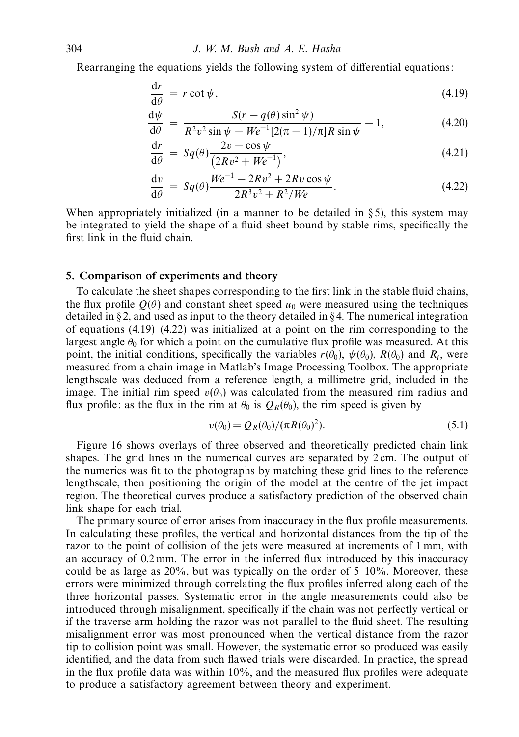Rearranging the equations yields the following system of differential equations:

$$\frac{\mathrm{d}r}{\mathrm{d}\theta} = r\cot\psi, \tag{4.19}$$

$$\frac{\mathrm{d}\psi}{\mathrm{d}\theta} = \frac{S(r - q(\theta)\sin^2\psi)}{R^2 v^2 \sin\psi - We^{-1}[2(\pi-1)/\pi]R\sin\psi} - 1, \tag{4.20}$$

$$\frac{\mathrm{d}r}{\mathrm{d}\theta} = Sq(\theta)\frac{2v - \cos\psi}{\left(2Rv^2 + We^{-1}\right)}, \tag{4.21}$$

$$\frac{\mathrm{d}v}{\mathrm{d}\theta} = Sq(\theta)\frac{We^{-1} - 2Rv^2 + 2Rv\cos\psi}{2R^3v^2 + R^2/We}. \tag{4.22}$$

When appropriately initialized (in a manner to be detailed in § 5), this system may be integrated to yield the shape of a fluid sheet bound by stable rims, specifically the first link in the fluid chain.

## 5. Comparison of experiments and theory

To calculate the sheet shapes corresponding to the first link in the stable fluid chains, the flux profile $Q(\theta)$ and constant sheet speed $u_0$ were measured using the techniques detailed in § 2, and used as input to the theory detailed in § 4. The numerical integration of equations (4.19)–(4.22) was initialized at a point on the rim corresponding to the largest angle $\theta_0$ for which a point on the cumulative flux profile was measured. At this point, the initial conditions, specifically the variables $r(\theta_0)$, $\psi(\theta_0)$, $R(\theta_0)$ and $R_i$, were measured from a chain image in Matlab's Image Processing Toolbox. The appropriate lengthscale was deduced from a reference length, a millimetre grid, included in the image. The initial rim speed $v(\theta_0)$ was calculated from the measured rim radius and flux profile: as the flux in the rim at $\theta_0$ is $Q_R(\theta_0)$, the rim speed is given by

$$v(\theta_0) = Q_R(\theta_0)/(\pi R(\theta_0)^2). \tag{5.1}$$

Figure 16 shows overlays of three observed and theoretically predicted chain link shapes. The grid lines in the numerical curves are separated by 2 cm. The output of the numerics was fit to the photographs by matching these grid lines to the reference lengthscale, then positioning the origin of the model at the centre of the jet impact region. The theoretical curves produce a satisfactory prediction of the observed chain link shape for each trial.

The primary source of error arises from inaccuracy in the flux profile measurements. In calculating these profiles, the vertical and horizontal distances from the tip of the razor to the point of collision of the jets were measured at increments of 1 mm, with an accuracy of 0.2 mm. The error in the inferred flux introduced by this inaccuracy could be as large as 20%, but was typically on the order of 5–10%. Moreover, these errors were minimized through correlating the flux profiles inferred along each of the three horizontal passes. Systematic error in the angle measurements could also be introduced through misalignment, specifically if the chain was not perfectly vertical or if the traverse arm holding the razor was not parallel to the fluid sheet. The resulting misalignment error was most pronounced when the vertical distance from the razor tip to collision point was small. However, the systematic error so produced was easily identified, and the data from such flawed trials were discarded. In practice, the spread in the flux profile data was within 10%, and the measured flux profiles were adequate to produce a satisfactory agreement between theory and experiment.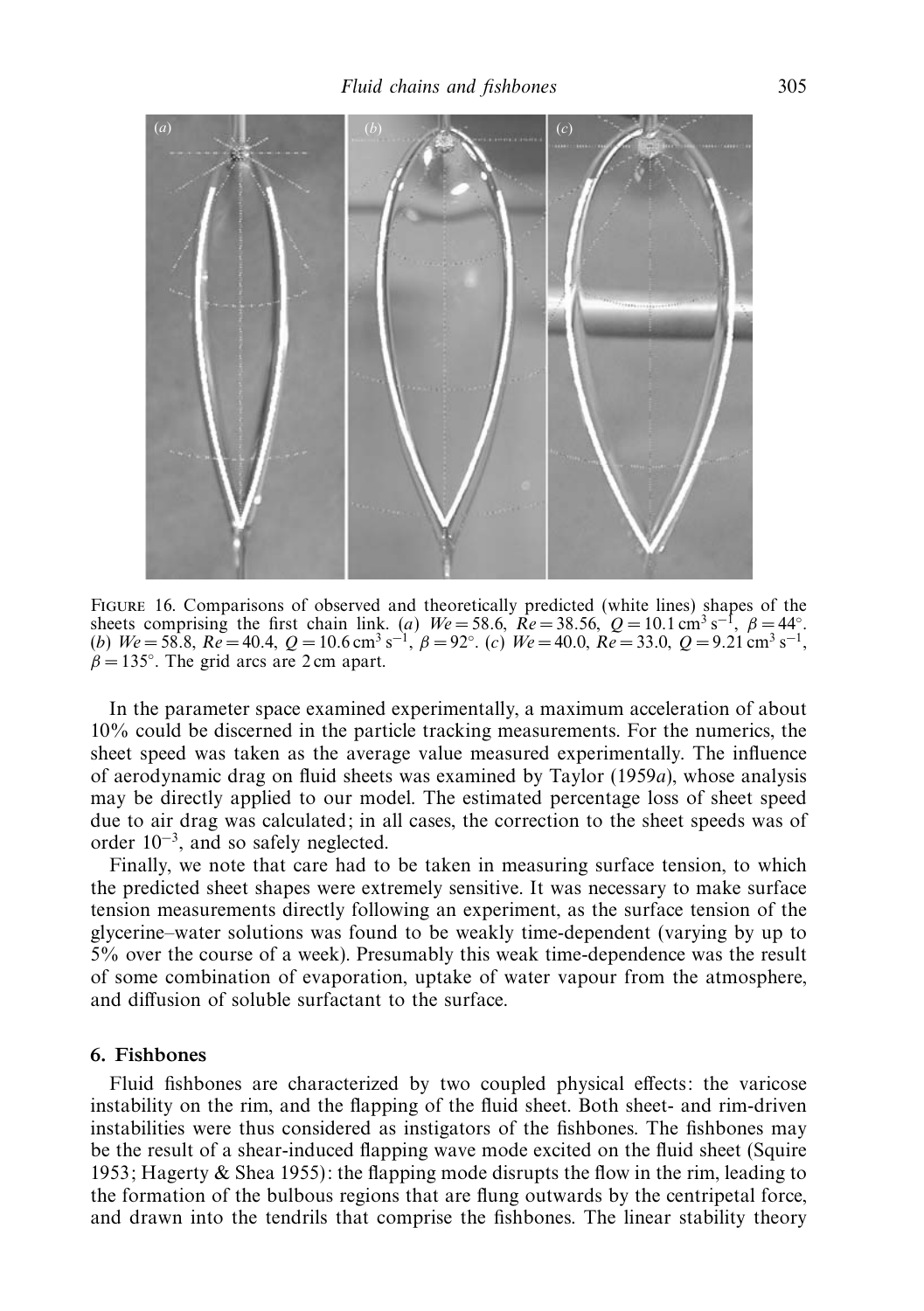FIGURE 16. Comparisons of observed and theoretically predicted (white lines) shapes of the sheets comprising the first chain link. (*a*) $We = 58.6$, $Re = 38.56$, $Q = 10.1\,\mathrm{cm}^3\,\mathrm{s}^{-1}$, $\beta = 44^\circ$. (*b*) $We = 58.8$, $Re = 40.4$, $Q = 10.6\,\mathrm{cm}^3\,\mathrm{s}^{-1}$, $\beta = 92^\circ$. (*c*) $We = 40.0$, $Re = 33.0$, $Q = 9.21\,\mathrm{cm}^3\,\mathrm{s}^{-1}$, $\beta = 135^\circ$. The grid arcs are 2 cm apart.

In the parameter space examined experimentally, a maximum acceleration of about 10% could be discerned in the particle tracking measurements. For the numerics, the sheet speed was taken as the average value measured experimentally. The influence of aerodynamic drag on fluid sheets was examined by Taylor (1959*a*), whose analysis may be directly applied to our model. The estimated percentage loss of sheet speed due to air drag was calculated; in all cases, the correction to the sheet speeds was of order $10^{-3}$, and so safely neglected.

Finally, we note that care had to be taken in measuring surface tension, to which the predicted sheet shapes were extremely sensitive. It was necessary to make surface tension measurements directly following an experiment, as the surface tension of the glycerine–water solutions was found to be weakly time-dependent (varying by up to 5% over the course of a week). Presumably this weak time-dependence was the result of some combination of evaporation, uptake of water vapour from the atmosphere, and diffusion of soluble surfactant to the surface.

## 6. Fishbones

Fluid fishbones are characterized by two coupled physical effects: the varicose instability on the rim, and the flapping of the fluid sheet. Both sheet- and rim-driven instabilities were thus considered as instigators of the fishbones. The fishbones may be the result of a shear-induced flapping wave mode excited on the fluid sheet (Squire 1953; Hagerty & Shea 1955): the flapping mode disrupts the flow in the rim, leading to the formation of the bulbous regions that are flung outwards by the centripetal force, and drawn into the tendrils that comprise the fishbones. The linear stability theory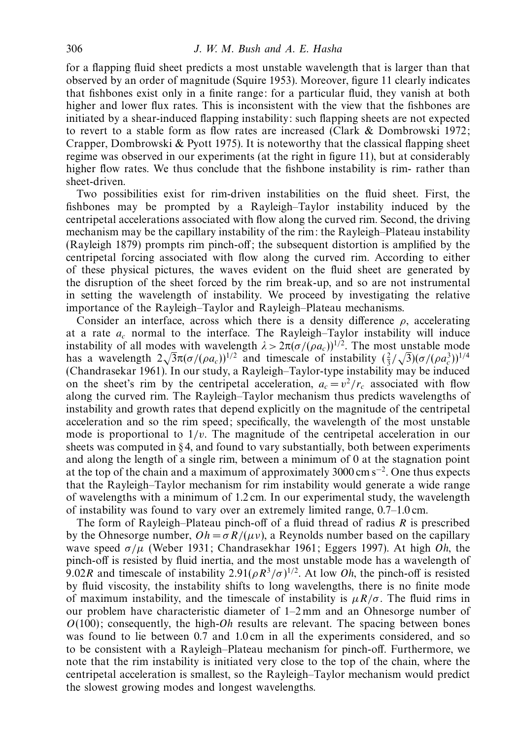for a flapping fluid sheet predicts a most unstable wavelength that is larger than that observed by an order of magnitude (Squire 1953). Moreover, figure 11 clearly indicates that fishbones exist only in a finite range: for a particular fluid, they vanish at both higher and lower flux rates. This is inconsistent with the view that the fishbones are initiated by a shear-induced flapping instability: such flapping sheets are not expected to revert to a stable form as flow rates are increased (Clark & Dombrowski 1972; Crapper, Dombrowski & Pyott 1975). It is noteworthy that the classical flapping sheet regime was observed in our experiments (at the right in figure 11), but at considerably higher flow rates. We thus conclude that the fishbone instability is rim- rather than sheet-driven.

Two possibilities exist for rim-driven instabilities on the fluid sheet. First, the fishbones may be prompted by a Rayleigh–Taylor instability induced by the centripetal accelerations associated with flow along the curved rim. Second, the driving mechanism may be the capillary instability of the rim: the Rayleigh–Plateau instability (Rayleigh 1879) prompts rim pinch-off; the subsequent distortion is amplified by the centripetal forcing associated with flow along the curved rim. According to either of these physical pictures, the waves evident on the fluid sheet are generated by the disruption of the sheet forced by the rim break-up, and so are not instrumental in setting the wavelength of instability. We proceed by investigating the relative importance of the Rayleigh–Taylor and Rayleigh–Plateau mechanisms.

Consider an interface, across which there is a density difference $\rho$, accelerating at a rate $a_c$ normal to the interface. The Rayleigh–Taylor instability will induce instability of all modes with wavelength $\lambda > 2\pi(\sigma/(\rho a_c))^{1/2}$. The most unstable mode has a wavelength $2\sqrt{3}\pi(\sigma/(\rho a_c))^{1/2}$ and timescale of instability $(\frac{2}{3}/\sqrt{3})(\sigma/(\rho a_c^3))^{1/4}$ (Chandrasekar 1961). In our study, a Rayleigh–Taylor-type instability may be induced on the sheet's rim by the centripetal acceleration, $a_c = v^2/r_c$ associated with flow along the curved rim. The Rayleigh–Taylor mechanism thus predicts wavelengths of instability and growth rates that depend explicitly on the magnitude of the centripetal acceleration and so the rim speed; specifically, the wavelength of the most unstable mode is proportional to $1/v$. The magnitude of the centripetal acceleration in our sheets was computed in §4, and found to vary substantially, both between experiments and along the length of a single rim, between a minimum of 0 at the stagnation point at the top of the chain and a maximum of approximately 3000 cm s$^{-2}$. One thus expects that the Rayleigh–Taylor mechanism for rim instability would generate a wide range of wavelengths with a minimum of 1.2 cm. In our experimental study, the wavelength of instability was found to vary over an extremely limited range, 0.7–1.0 cm.

The form of Rayleigh–Plateau pinch-off of a fluid thread of radius $R$ is prescribed by the Ohnesorge number, $Oh = \sigma R/(\mu v)$, a Reynolds number based on the capillary wave speed $\sigma/\mu$ (Weber 1931; Chandrasekhar 1961; Eggers 1997). At high $Oh$, the pinch-off is resisted by fluid inertia, and the most unstable mode has a wavelength of $9.02R$ and timescale of instability $2.91(\rho R^3/\sigma)^{1/2}$. At low $Oh$, the pinch-off is resisted by fluid viscosity, the instability shifts to long wavelengths, there is no finite mode of maximum instability, and the timescale of instability is $\mu R/\sigma$. The fluid rims in our problem have characteristic diameter of 1–2 mm and an Ohnesorge number of $O(100)$; consequently, the high-$Oh$ results are relevant. The spacing between bones was found to lie between 0.7 and 1.0 cm in all the experiments considered, and so to be consistent with a Rayleigh–Plateau mechanism for pinch-off. Furthermore, we note that the rim instability is initiated very close to the top of the chain, where the centripetal acceleration is smallest, so the Rayleigh–Taylor mechanism would predict the slowest growing modes and longest wavelengths.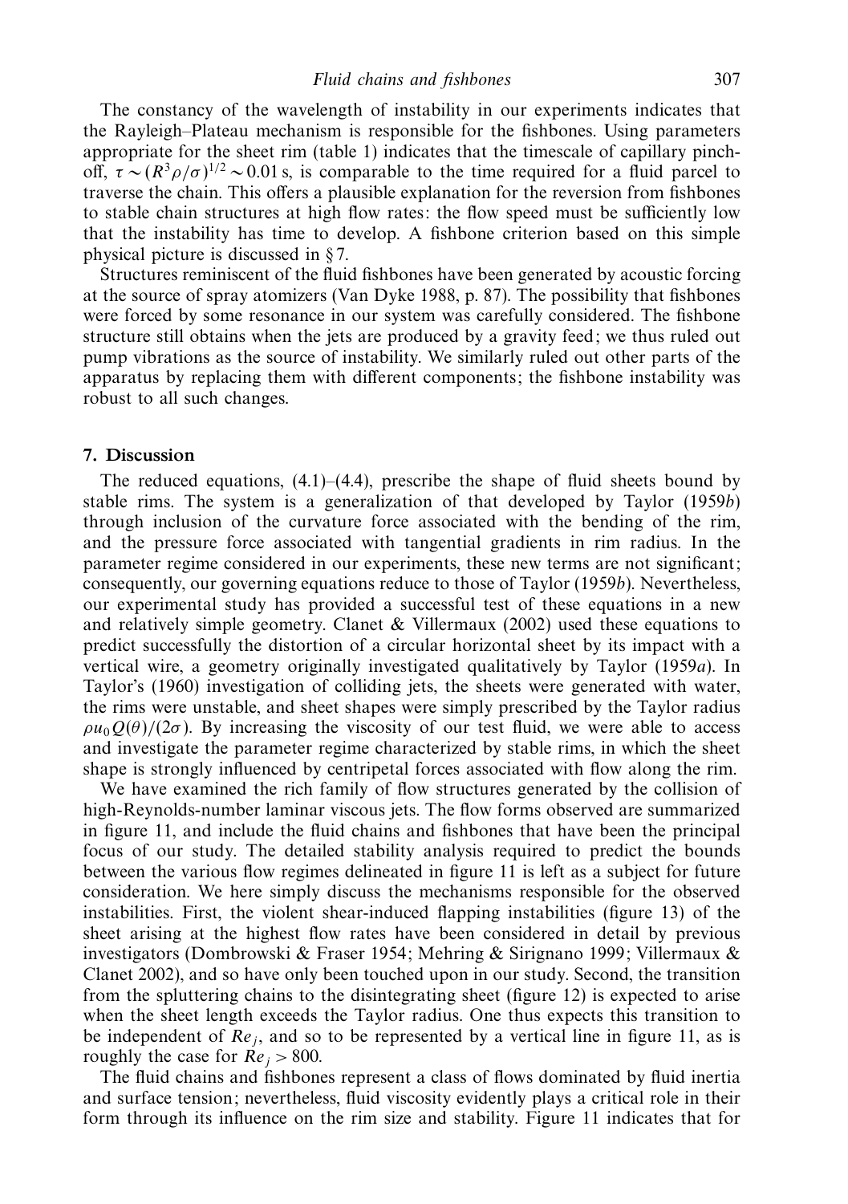The constancy of the wavelength of instability in our experiments indicates that the Rayleigh–Plateau mechanism is responsible for the fishbones. Using parameters appropriate for the sheet rim (table 1) indicates that the timescale of capillary pinch-off, $\tau \sim (R^3\rho/\sigma)^{1/2} \sim 0.01$ s, is comparable to the time required for a fluid parcel to traverse the chain. This offers a plausible explanation for the reversion from fishbones to stable chain structures at high flow rates: the flow speed must be sufficiently low that the instability has time to develop. A fishbone criterion based on this simple physical picture is discussed in § 7.

Structures reminiscent of the fluid fishbones have been generated by acoustic forcing at the source of spray atomizers (Van Dyke 1988, p. 87). The possibility that fishbones were forced by some resonance in our system was carefully considered. The fishbone structure still obtains when the jets are produced by a gravity feed; we thus ruled out pump vibrations as the source of instability. We similarly ruled out other parts of the apparatus by replacing them with different components; the fishbone instability was robust to all such changes.

## 7. Discussion

The reduced equations, (4.1)–(4.4), prescribe the shape of fluid sheets bound by stable rims. The system is a generalization of that developed by Taylor (1959*b*) through inclusion of the curvature force associated with the bending of the rim, and the pressure force associated with tangential gradients in rim radius. In the parameter regime considered in our experiments, these new terms are not significant; consequently, our governing equations reduce to those of Taylor (1959*b*). Nevertheless, our experimental study has provided a successful test of these equations in a new and relatively simple geometry. Clanet & Villermaux (2002) used these equations to predict successfully the distortion of a circular horizontal sheet by its impact with a vertical wire, a geometry originally investigated qualitatively by Taylor (1959*a*). In Taylor's (1960) investigation of colliding jets, the sheets were generated with water, the rims were unstable, and sheet shapes were simply prescribed by the Taylor radius $\rho u_0 Q(\theta)/(2\sigma)$. By increasing the viscosity of our test fluid, we were able to access and investigate the parameter regime characterized by stable rims, in which the sheet shape is strongly influenced by centripetal forces associated with flow along the rim.

We have examined the rich family of flow structures generated by the collision of high-Reynolds-number laminar viscous jets. The flow forms observed are summarized in figure 11, and include the fluid chains and fishbones that have been the principal focus of our study. The detailed stability analysis required to predict the bounds between the various flow regimes delineated in figure 11 is left as a subject for future consideration. We here simply discuss the mechanisms responsible for the observed instabilities. First, the violent shear-induced flapping instabilities (figure 13) of the sheet arising at the highest flow rates have been considered in detail by previous investigators (Dombrowski & Fraser 1954; Mehring & Sirignano 1999; Villermaux & Clanet 2002), and so have only been touched upon in our study. Second, the transition from the sputtering chains to the disintegrating sheet (figure 12) is expected to arise when the sheet length exceeds the Taylor radius. One thus expects this transition to be independent of $Re_j$, and so to be represented by a vertical line in figure 11, as is roughly the case for $Re_j > 800$.

The fluid chains and fishbones represent a class of flows dominated by fluid inertia and surface tension; nevertheless, fluid viscosity evidently plays a critical role in their form through its influence on the rim size and stability. Figure 11 indicates that for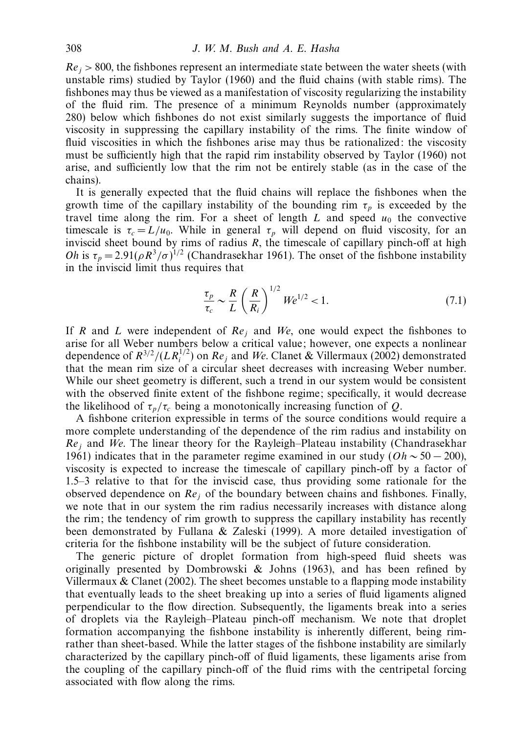$Re_j > 800$, the fishbones represent an intermediate state between the water sheets (with unstable rims) studied by Taylor (1960) and the fluid chains (with stable rims). The fishbones may thus be viewed as a manifestation of viscosity regularizing the instability of the fluid rim. The presence of a minimum Reynolds number (approximately 280) below which fishbones do not exist similarly suggests the importance of fluid viscosity in suppressing the capillary instability of the rims. The finite window of fluid viscosities in which the fishbones arise may thus be rationalized: the viscosity must be sufficiently high that the rapid rim instability observed by Taylor (1960) not arise, and sufficiently low that the rim not be entirely stable (as in the case of the chains).

It is generally expected that the fluid chains will replace the fishbones when the growth time of the capillary instability of the bounding rim $\tau_p$ is exceeded by the travel time along the rim. For a sheet of length $L$ and speed $u_0$ the convective timescale is $\tau_c = L/u_0$. While in general $\tau_p$ will depend on fluid viscosity, for an inviscid sheet bound by rims of radius $R$, the timescale of capillary pinch-off at high $Oh$ is $\tau_p = 2.91(\rho R^3/\sigma)^{1/2}$ (Chandrasekhar 1961). The onset of the fishbone instability in the inviscid limit thus requires that

$$\frac{\tau_p}{\tau_c} \sim \frac{R}{L}\left(\frac{R}{R_i}\right)^{1/2} We^{1/2} < 1. \tag{7.1}$$

If $R$ and $L$ were independent of $Re_j$ and $We$, one would expect the fishbones to arise for all Weber numbers below a critical value; however, one expects a nonlinear dependence of $R^{3/2}/(LR_i^{1/2})$ on $Re_j$ and $We$. Clanet & Villermaux (2002) demonstrated that the mean rim size of a circular sheet decreases with increasing Weber number. While our sheet geometry is different, such a trend in our system would be consistent with the observed finite extent of the fishbone regime; specifically, it would decrease the likelihood of $\tau_p/\tau_c$ being a monotonically increasing function of $Q$.

A fishbone criterion expressible in terms of the source conditions would require a more complete understanding of the dependence of the rim radius and instability on $Re_j$ and $We$. The linear theory for the Rayleigh–Plateau instability (Chandrasekhar 1961) indicates that in the parameter regime examined in our study ($Oh \sim 50 - 200$), viscosity is expected to increase the timescale of capillary pinch-off by a factor of 1.5–3 relative to that for the inviscid case, thus providing some rationale for the observed dependence on $Re_j$ of the boundary between chains and fishbones. Finally, we note that in our system the rim radius necessarily increases with distance along the rim; the tendency of rim growth to suppress the capillary instability has recently been demonstrated by Fullana & Zaleski (1999). A more detailed investigation of criteria for the fishbone instability will be the subject of future consideration.

The generic picture of droplet formation from high-speed fluid sheets was originally presented by Dombrowski & Johns (1963), and has been refined by Villermaux & Clanet (2002). The sheet becomes unstable to a flapping mode instability that eventually leads to the sheet breaking up into a series of fluid ligaments aligned perpendicular to the flow direction. Subsequently, the ligaments break into a series of droplets via the Rayleigh–Plateau pinch-off mechanism. We note that droplet formation accompanying the fishbone instability is inherently different, being rim- rather than sheet-based. While the latter stages of the fishbone instability are similarly characterized by the capillary pinch-off of fluid ligaments, these ligaments arise from the coupling of the capillary pinch-off of the fluid rims with the centripetal forcing associated with flow along the rims.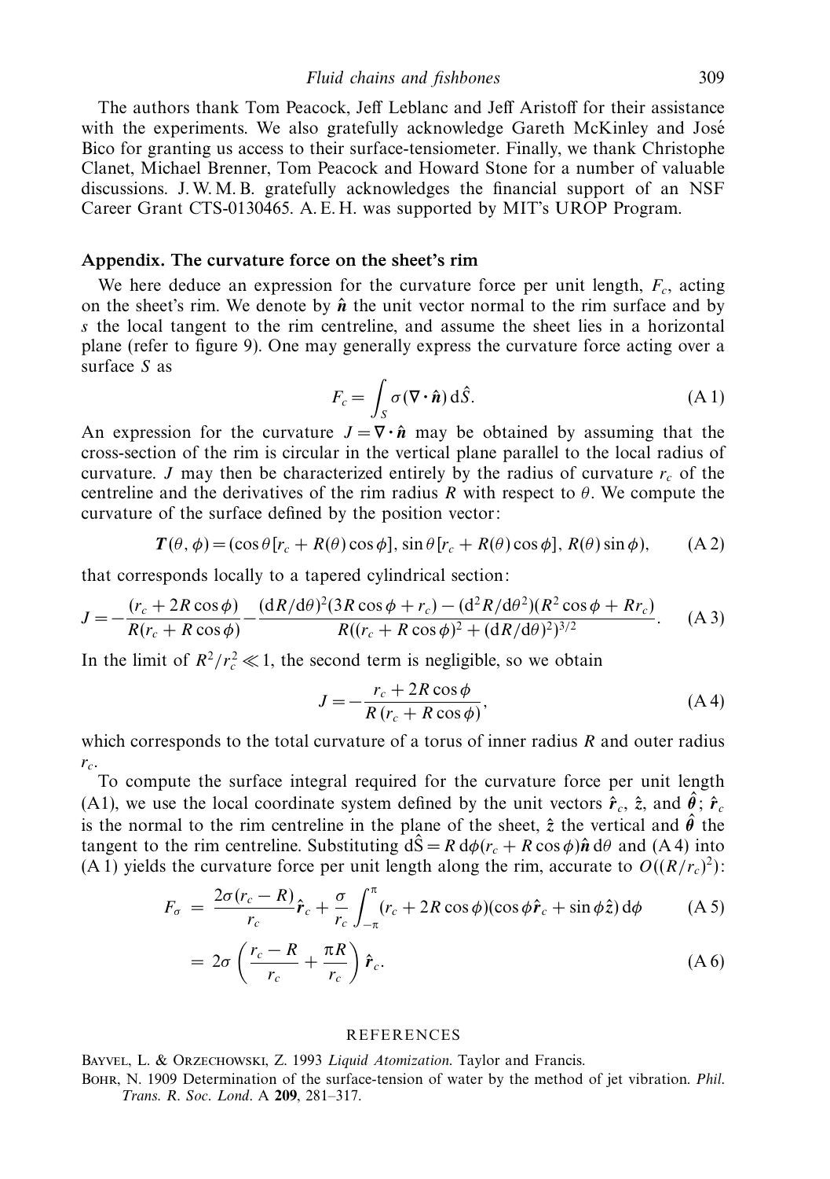The authors thank Tom Peacock, Jeff Leblanc and Jeff Aristoff for their assistance with the experiments. We also gratefully acknowledge Gareth McKinley and José Bico for granting us access to their surface-tensiometer. Finally, we thank Christophe Clanet, Michael Brenner, Tom Peacock and Howard Stone for a number of valuable discussions. J. W. M. B. gratefully acknowledges the financial support of an NSF Career Grant CTS-0130465. A. E. H. was supported by MIT's UROP Program.

## Appendix. The curvature force on the sheet's rim

We here deduce an expression for the curvature force per unit length, $F_c$, acting on the sheet's rim. We denote by $\hat{\boldsymbol{n}}$ the unit vector normal to the rim surface and by $s$ the local tangent to the rim centreline, and assume the sheet lies in a horizontal plane (refer to figure 9). One may generally express the curvature force acting over a surface $S$ as

$$F_c = \int_S \sigma (\nabla \cdot \hat{\boldsymbol{n}}) \, \mathrm{d}\hat{S}. \tag{A 1}$$

An expression for the curvature $J = \nabla \cdot \hat{\boldsymbol{n}}$ may be obtained by assuming that the cross-section of the rim is circular in the vertical plane parallel to the local radius of curvature. $J$ may then be characterized entirely by the radius of curvature $r_c$ of the centreline and the derivatives of the rim radius $R$ with respect to $\theta$. We compute the curvature of the surface defined by the position vector:

$$\boldsymbol{T}(\theta, \phi) = (\cos\theta[r_c + R(\theta)\cos\phi], \, \sin\theta[r_c + R(\theta)\cos\phi], \, R(\theta)\sin\phi), \tag{A 2}$$

that corresponds locally to a tapered cylindrical section:

$$J = -\frac{(r_c + 2R\cos\phi)}{R(r_c + R\cos\phi)} - \frac{(\mathrm{d}R/\mathrm{d}\theta)^2(3R\cos\phi + r_c) - (\mathrm{d}^2R/\mathrm{d}\theta^2)(R^2\cos\phi + Rr_c)}{R((r_c + R\cos\phi)^2 + (\mathrm{d}R/\mathrm{d}\theta)^2)^{3/2}}. \tag{A 3}$$

In the limit of $R^2/r_c^2 \ll 1$, the second term is negligible, so we obtain

$$J = -\frac{r_c + 2R\cos\phi}{R\,(r_c + R\cos\phi)}, \tag{A 4}$$

which corresponds to the total curvature of a torus of inner radius $R$ and outer radius $r_c$.

To compute the surface integral required for the curvature force per unit length (A1), we use the local coordinate system defined by the unit vectors $\hat{\boldsymbol{r}}_c$, $\hat{\boldsymbol{z}}$, and $\hat{\boldsymbol{\theta}}$; $\hat{\boldsymbol{r}}_c$ is the normal to the rim centreline in the plane of the sheet, $\hat{\boldsymbol{z}}$ the vertical and $\hat{\boldsymbol{\theta}}$ the tangent to the rim centreline. Substituting $\mathrm{d}\hat{S} = R\,\mathrm{d}\phi(r_c + R\cos\phi)\hat{\boldsymbol{n}}\,\mathrm{d}\theta$ and (A 4) into (A 1) yields the curvature force per unit length along the rim, accurate to $O((R/r_c)^2)$:

$$F_\sigma = \frac{2\sigma(r_c - R)}{r_c}\hat{\boldsymbol{r}}_c + \frac{\sigma}{r_c}\int_{-\pi}^{\pi}(r_c + 2R\cos\phi)(\cos\phi\,\hat{\boldsymbol{r}}_c + \sin\phi\,\hat{\boldsymbol{z}})\,\mathrm{d}\phi \tag{A 5}$$

$$= 2\sigma\left(\frac{r_c - R}{r_c} + \frac{\pi R}{r_c}\right)\hat{\boldsymbol{r}}_c. \tag{A 6}$$

## REFERENCES

Bayvel, L. & Orzechowski, Z. 1993 *Liquid Atomization*. Taylor and Francis.

Bohr, N. 1909 Determination of the surface-tension of water by the method of jet vibration. *Phil. Trans. R. Soc. Lond.* A **209**, 281–317.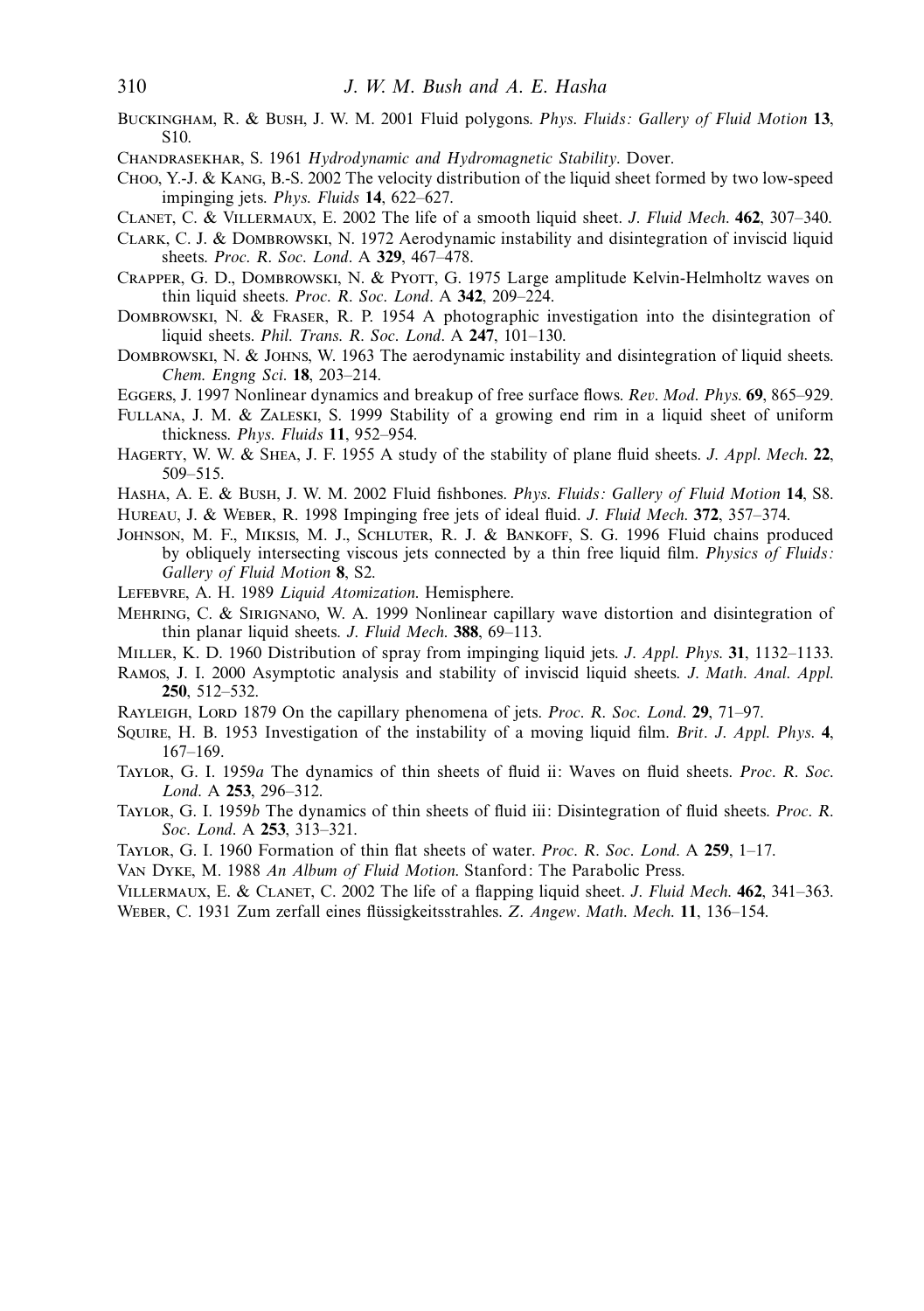Buckingham, R. & Bush, J. W. M. 2001 Fluid polygons. *Phys. Fluids: Gallery of Fluid Motion* **13**, S10.

Chandrasekhar, S. 1961 *Hydrodynamic and Hydromagnetic Stability*. Dover.

Choo, Y.-J. & Kang, B.-S. 2002 The velocity distribution of the liquid sheet formed by two low-speed impinging jets. *Phys. Fluids* **14**, 622–627.

Clanet, C. & Villermaux, E. 2002 The life of a smooth liquid sheet. *J. Fluid Mech.* **462**, 307–340.

Clark, C. J. & Dombrowski, N. 1972 Aerodynamic instability and disintegration of inviscid liquid sheets. *Proc. R. Soc. Lond.* A **329**, 467–478.

Crapper, G. D., Dombrowski, N. & Pyott, G. 1975 Large amplitude Kelvin-Helmholtz waves on thin liquid sheets. *Proc. R. Soc. Lond.* A **342**, 209–224.

Dombrowski, N. & Fraser, R. P. 1954 A photographic investigation into the disintegration of liquid sheets. *Phil. Trans. R. Soc. Lond.* A **247**, 101–130.

Dombrowski, N. & Johns, W. 1963 The aerodynamic instability and disintegration of liquid sheets. *Chem. Engng Sci.* **18**, 203–214.

Eggers, J. 1997 Nonlinear dynamics and breakup of free surface flows. *Rev. Mod. Phys.* **69**, 865–929.

Fullana, J. M. & Zaleski, S. 1999 Stability of a growing end rim in a liquid sheet of uniform thickness. *Phys. Fluids* **11**, 952–954.

Hagerty, W. W. & Shea, J. F. 1955 A study of the stability of plane fluid sheets. *J. Appl. Mech.* **22**, 509–515.

Hasha, A. E. & Bush, J. W. M. 2002 Fluid fishbones. *Phys. Fluids: Gallery of Fluid Motion* **14**, S8.

Hureau, J. & Weber, R. 1998 Impinging free jets of ideal fluid. *J. Fluid Mech.* **372**, 357–374.

Johnson, M. F., Miksis, M. J., Schluter, R. J. & Bankoff, S. G. 1996 Fluid chains produced by obliquely intersecting viscous jets connected by a thin free liquid film. *Physics of Fluids: Gallery of Fluid Motion* **8**, S2.

Lefebvre, A. H. 1989 *Liquid Atomization*. Hemisphere.

Mehring, C. & Sirignano, W. A. 1999 Nonlinear capillary wave distortion and disintegration of thin planar liquid sheets. *J. Fluid Mech.* **388**, 69–113.

Miller, K. D. 1960 Distribution of spray from impinging liquid jets. *J. Appl. Phys.* **31**, 1132–1133.

Ramos, J. I. 2000 Asymptotic analysis and stability of inviscid liquid sheets. *J. Math. Anal. Appl.* **250**, 512–532.

Rayleigh, Lord 1879 On the capillary phenomena of jets. *Proc. R. Soc. Lond.* **29**, 71–97.

Squire, H. B. 1953 Investigation of the instability of a moving liquid film. *Brit. J. Appl. Phys.* **4**, 167–169.

Taylor, G. I. 1959*a* The dynamics of thin sheets of fluid ii: Waves on fluid sheets. *Proc. R. Soc. Lond.* A **253**, 296–312.

Taylor, G. I. 1959*b* The dynamics of thin sheets of fluid iii: Disintegration of fluid sheets. *Proc. R. Soc. Lond.* A **253**, 313–321.

Taylor, G. I. 1960 Formation of thin flat sheets of water. *Proc. R. Soc. Lond.* A **259**, 1–17.

Van Dyke, M. 1988 *An Album of Fluid Motion*. Stanford: The Parabolic Press.

Villermaux, E. & Clanet, C. 2002 The life of a flapping liquid sheet. *J. Fluid Mech.* **462**, 341–363.

Weber, C. 1931 Zum zerfall eines flüssigkeitsstrahles. *Z. Angew. Math. Mech.* **11**, 136–154.